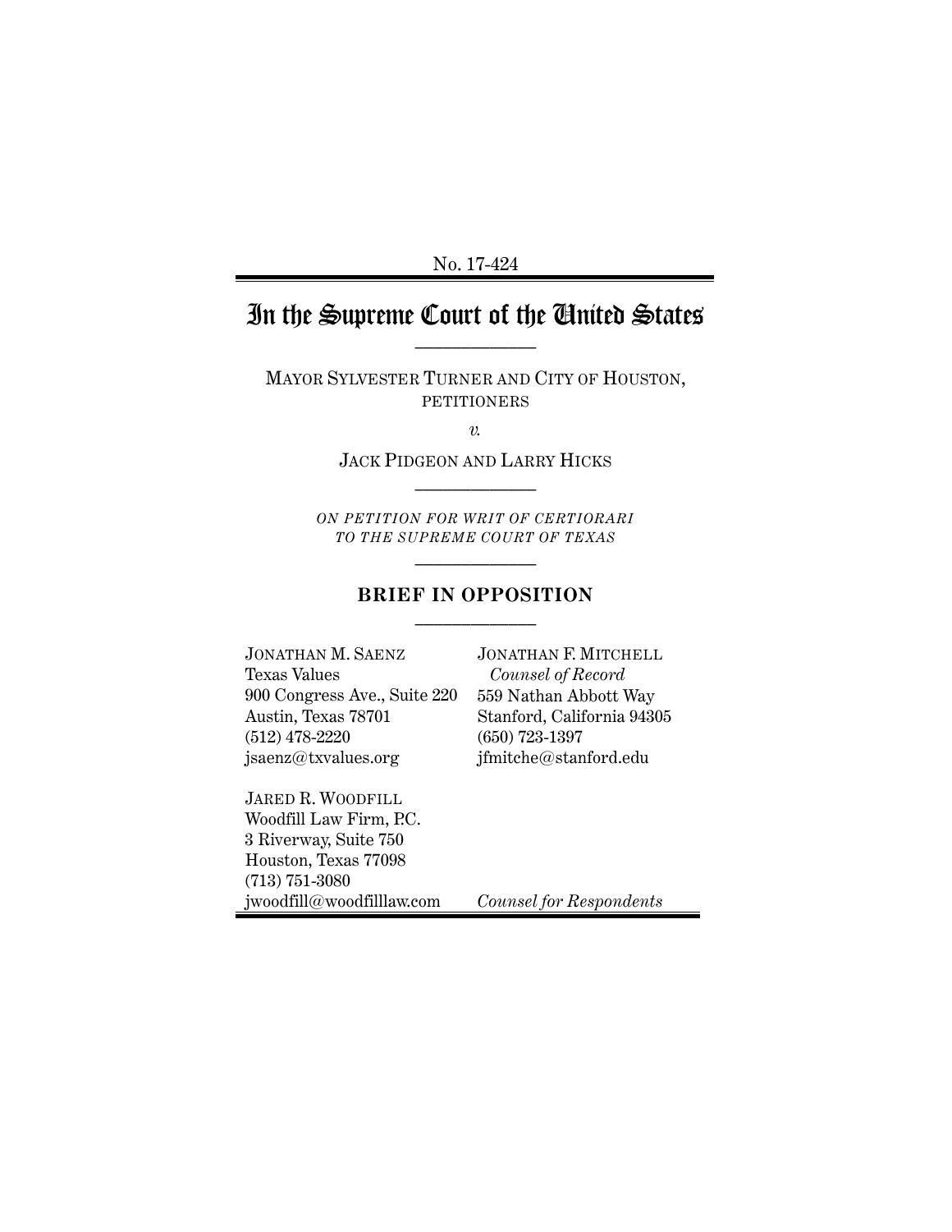No. 17-424

# In the Supreme Court of the United States

MAYOR SYLVESTER TURNER AND CITY OF HOUSTON, PETITIONERS

*v.*

JACK PIDGEON AND LARRY HICKS

*ON PETITION FOR WRIT OF CERTIORARI TO THE SUPREME COURT OF TEXAS*

## BRIEF IN OPPOSITION

JONATHAN M. SAENZ
Texas Values
900 Congress Ave., Suite 220
Austin, Texas 78701
(512) 478-2220
jsaenz@txvalues.org

JARED R. WOODFILL
Woodfill Law Firm, P.C.
3 Riverway, Suite 750
Houston, Texas 77098
(713) 751-3080
jwoodfill@woodfilllaw.com

JONATHAN F. MITCHELL
*Counsel of Record*
559 Nathan Abbott Way
Stanford, California 94305
(650) 723-1397
jfmitche@stanford.edu

*Counsel for Respondents*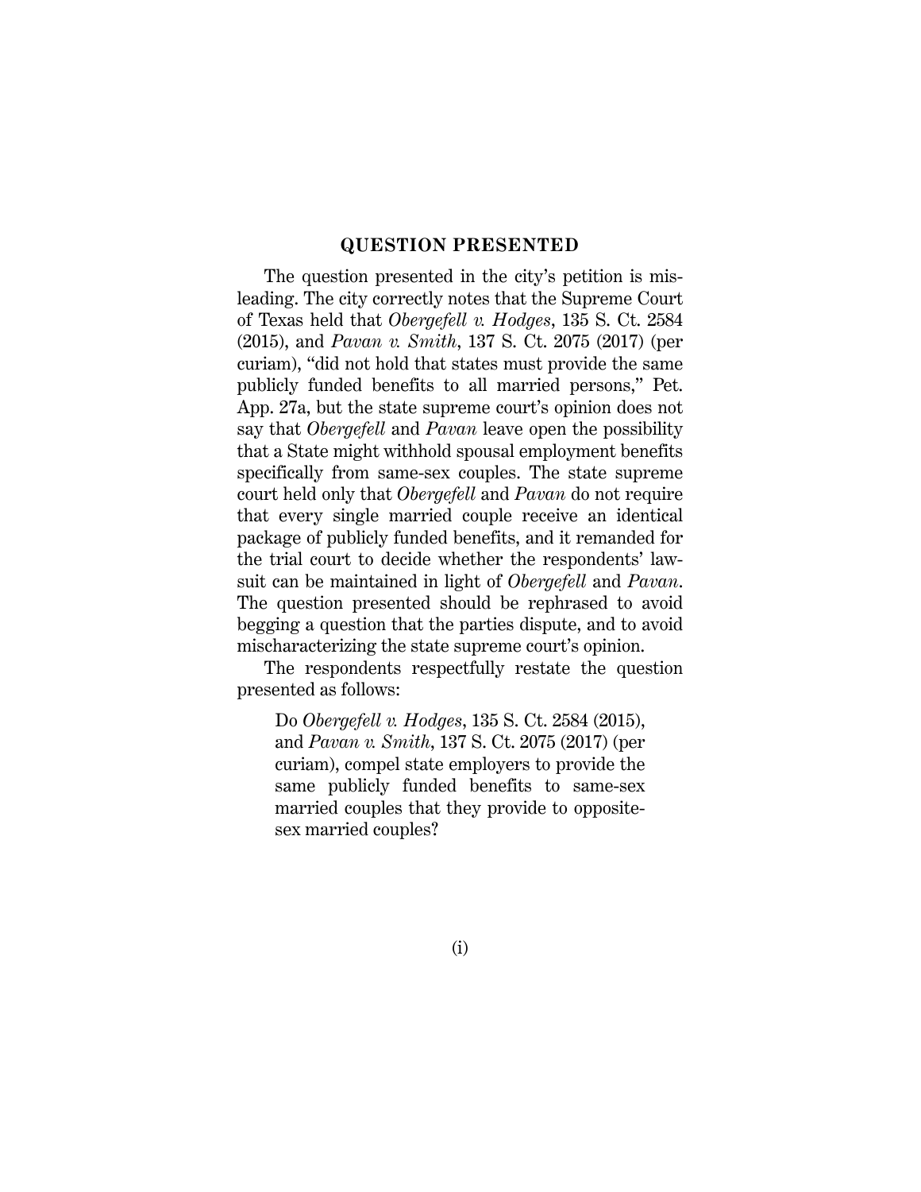## QUESTION PRESENTED

The question presented in the city's petition is misleading. The city correctly notes that the Supreme Court of Texas held that *Obergefell v. Hodges*, 135 S. Ct. 2584 (2015), and *Pavan v. Smith*, 137 S. Ct. 2075 (2017) (per curiam), "did not hold that states must provide the same publicly funded benefits to all married persons," Pet. App. 27a, but the state supreme court's opinion does not say that *Obergefell* and *Pavan* leave open the possibility that a State might withhold spousal employment benefits specifically from same-sex couples. The state supreme court held only that *Obergefell* and *Pavan* do not require that every single married couple receive an identical package of publicly funded benefits, and it remanded for the trial court to decide whether the respondents' lawsuit can be maintained in light of *Obergefell* and *Pavan*. The question presented should be rephrased to avoid begging a question that the parties dispute, and to avoid mischaracterizing the state supreme court's opinion.

The respondents respectfully restate the question presented as follows:

> Do *Obergefell v. Hodges*, 135 S. Ct. 2584 (2015), and *Pavan v. Smith*, 137 S. Ct. 2075 (2017) (per curiam), compel state employers to provide the same publicly funded benefits to same-sex married couples that they provide to opposite-sex married couples?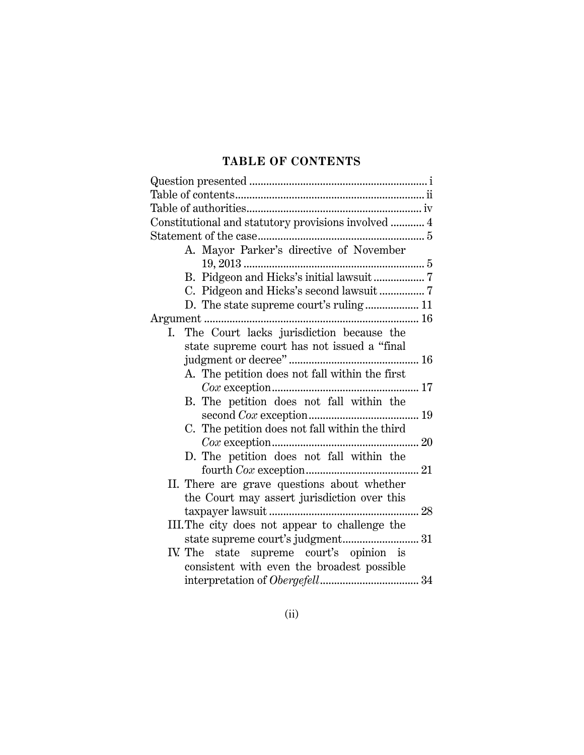## TABLE OF CONTENTS

Question presented ............................................................... i

Table of contents.................................................................... ii

Table of authorities.............................................................. iv

Constitutional and statutory provisions involved ............ 4

Statement of the case........................................................... 5

- A. Mayor Parker's directive of November 19, 2013 ................................................................ 5
- B. Pidgeon and Hicks's initial lawsuit .................. 7
- C. Pidgeon and Hicks's second lawsuit ................ 7
- D. The state supreme court's ruling ................... 11

Argument ............................................................................ 16

- I. The Court lacks jurisdiction because the state supreme court has not issued a "final judgment or decree" ............................................. 16
  - A. The petition does not fall within the first *Cox* exception.................................................... 17
  - B. The petition does not fall within the second *Cox* exception....................................... 19
  - C. The petition does not fall within the third *Cox* exception.................................................... 20
  - D. The petition does not fall within the fourth *Cox* exception........................................ 21
- II. There are grave questions about whether the Court may assert jurisdiction over this taxpayer lawsuit ..................................................... 28
- III. The city does not appear to challenge the state supreme court's judgment........................... 31
- IV. The state supreme court's opinion is consistent with even the broadest possible interpretation of *Obergefell*................................... 34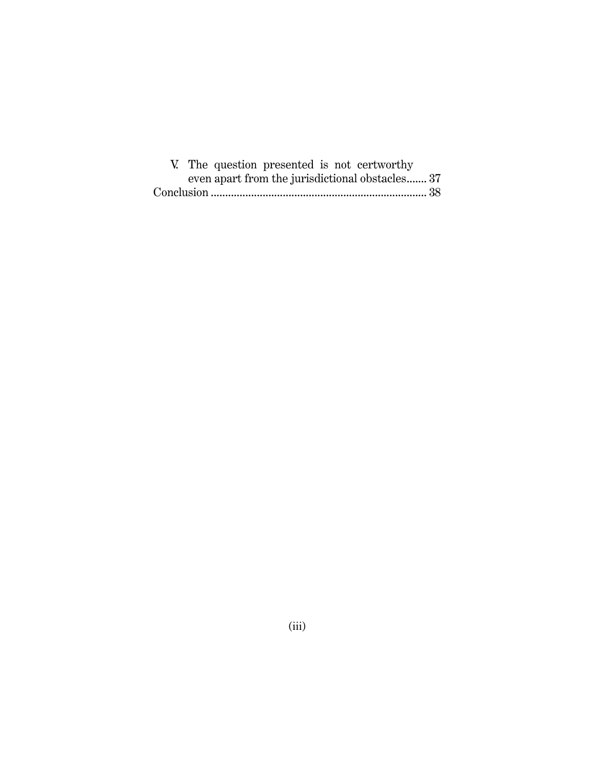V. The question presented is not certworthy even apart from the jurisdictional obstacles....... 37

Conclusion .......................................................................... 38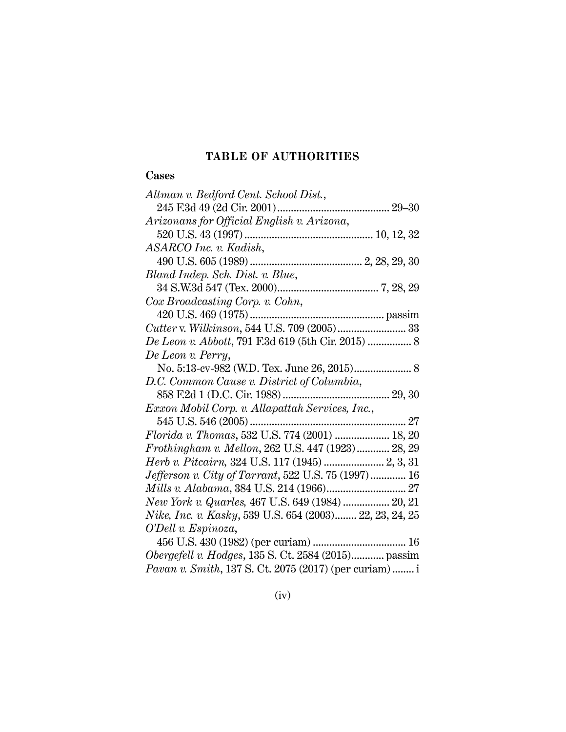## TABLE OF AUTHORITIES

### Cases

*Altman v. Bedford Cent. School Dist.*,
245 F.3d 49 (2d Cir. 2001) ........................................ 29–30

*Arizonans for Official English v. Arizona*,
520 U.S. 43 (1997) .............................................. 10, 12, 32

*ASARCO Inc. v. Kadish*,
490 U.S. 605 (1989) ........................................ 2, 28, 29, 30

*Bland Indep. Sch. Dist. v. Blue*,
34 S.W.3d 547 (Tex. 2000).................................... 7, 28, 29

*Cox Broadcasting Corp. v. Cohn*,
420 U.S. 469 (1975) ................................................ passim

*Cutter* v. *Wilkinson*, 544 U.S. 709 (2005)......................... 33

*De Leon v. Abbott*, 791 F.3d 619 (5th Cir. 2015) ................ 8

*De Leon v. Perry*,
No. 5:13-cv-982 (W.D. Tex. June 26, 2015)..................... 8

*D.C. Common Cause v. District of Columbia*,
858 F.2d 1 (D.C. Cir. 1988) ...................................... 29, 30

*Exxon Mobil Corp. v. Allapattah Services, Inc.*,
545 U.S. 546 (2005) ........................................................ 27

*Florida v. Thomas*, 532 U.S. 774 (2001) .................... 18, 20

*Frothingham v. Mellon*, 262 U.S. 447 (1923)............ 28, 29

*Herb v. Pitcairn,* 324 U.S. 117 (1945) ...................... 2, 3, 31

*Jefferson v. City of Tarrant*, 522 U.S. 75 (1997)............. 16

*Mills v. Alabama*, 384 U.S. 214 (1966)............................. 27

*New York v. Quarles,* 467 U.S. 649 (1984) ................. 20, 21

*Nike, Inc. v. Kasky*, 539 U.S. 654 (2003)........ 22, 23, 24, 25

*O'Dell v. Espinoza*,
456 U.S. 430 (1982) (per curiam) .................................. 16

*Obergefell v. Hodges*, 135 S. Ct. 2584 (2015)............ passim

*Pavan v. Smith*, 137 S. Ct. 2075 (2017) (per curiam) ........ i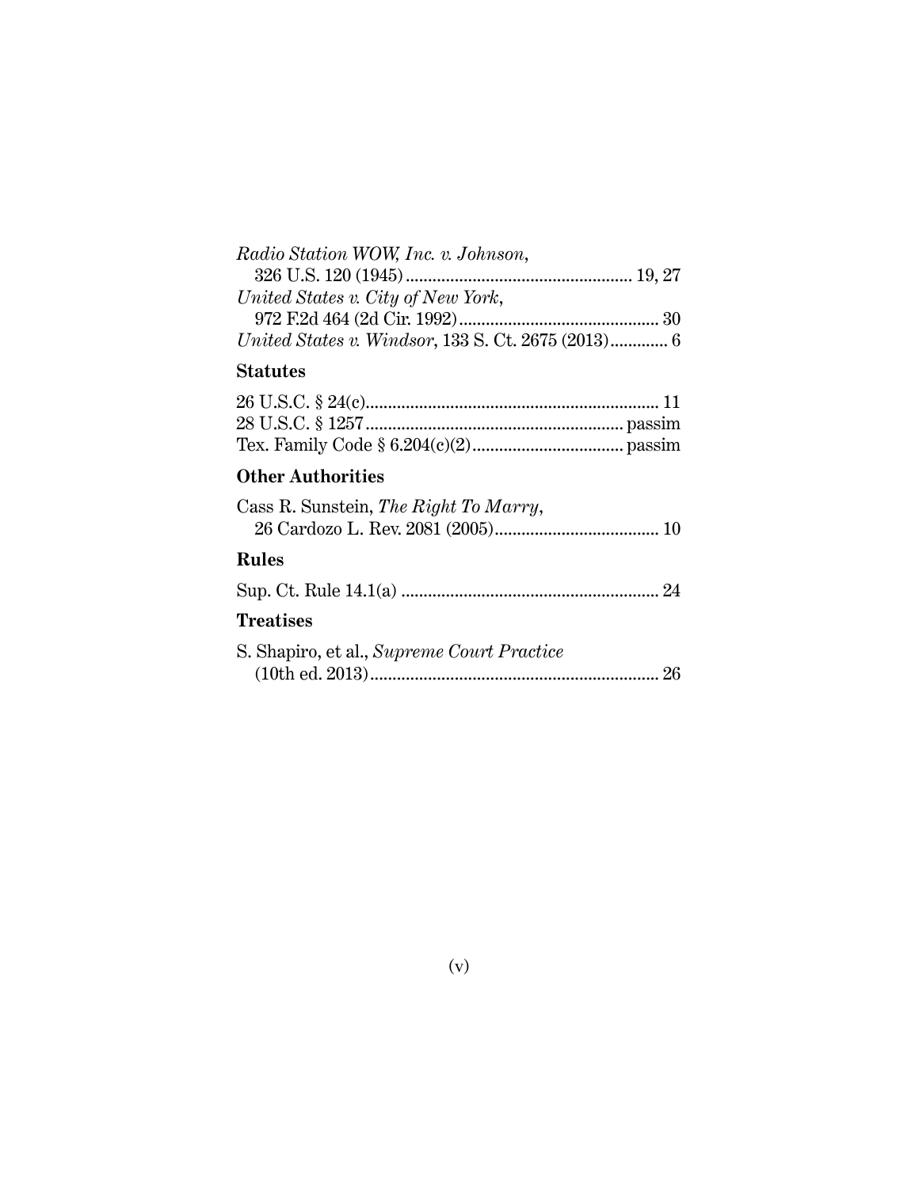*Radio Station WOW, Inc. v. Johnson*,
326 U.S. 120 (1945) .................................................. 19, 27

*United States v. City of New York*,
972 F.2d 464 (2d Cir. 1992) ............................................ 30

*United States v. Windsor*, 133 S. Ct. 2675 (2013) ............. 6

## Statutes

26 U.S.C. § 24(c) ................................................................. 11

28 U.S.C. § 1257 .......................................................... passim

Tex. Family Code § 6.204(c)(2) .................................. passim

## Other Authorities

Cass R. Sunstein, *The Right To Marry*,
26 Cardozo L. Rev. 2081 (2005) ..................................... 10

## Rules

Sup. Ct. Rule 14.1(a) .......................................................... 24

## Treatises

S. Shapiro, et al., *Supreme Court Practice*
(10th ed. 2013) ................................................................. 26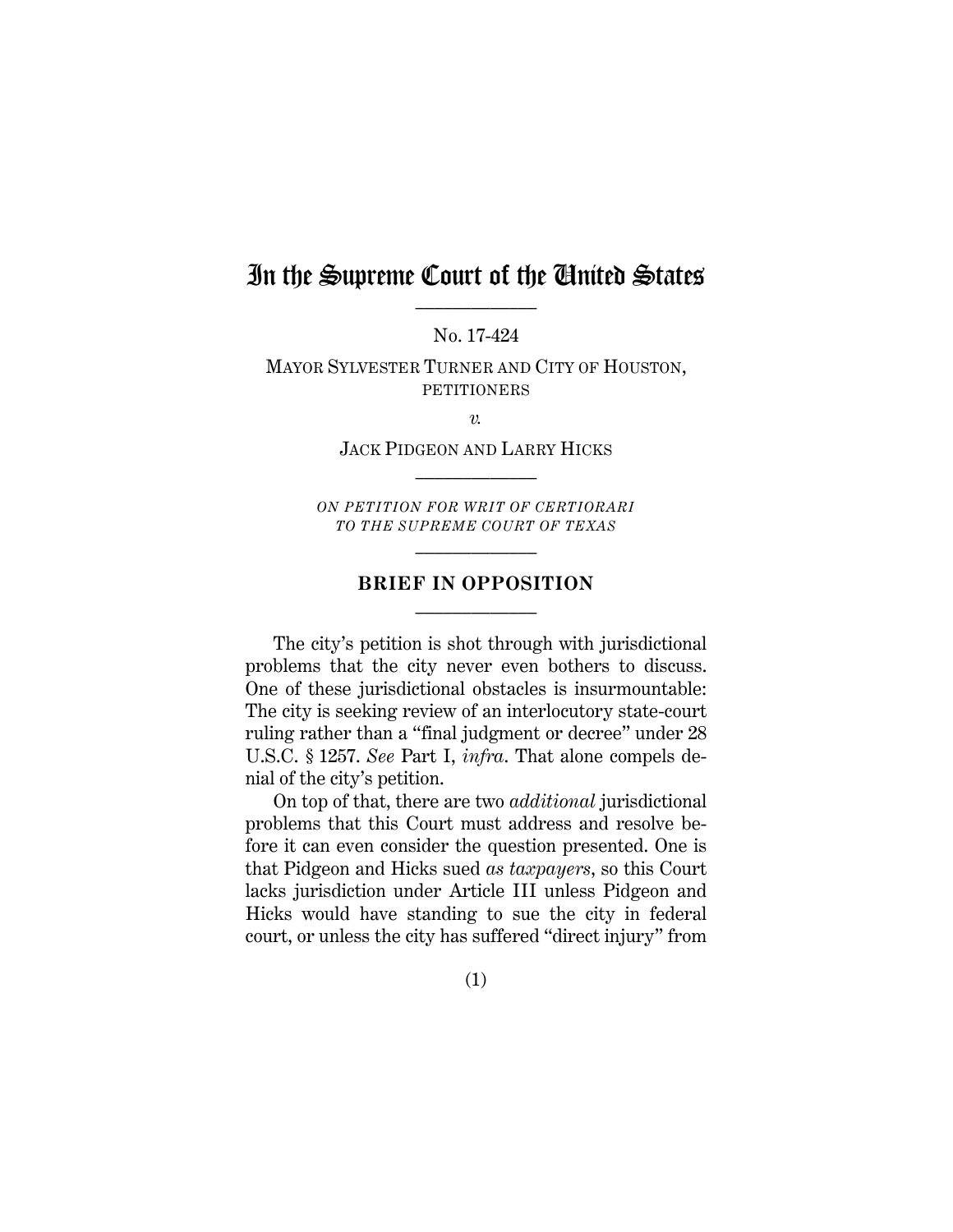# In the Supreme Court of the United States

No. 17-424

MAYOR SYLVESTER TURNER AND CITY OF HOUSTON, PETITIONERS

*v.*

JACK PIDGEON AND LARRY HICKS

*ON PETITION FOR WRIT OF CERTIORARI TO THE SUPREME COURT OF TEXAS*

## BRIEF IN OPPOSITION

The city's petition is shot through with jurisdictional problems that the city never even bothers to discuss. One of these jurisdictional obstacles is insurmountable: The city is seeking review of an interlocutory state-court ruling rather than a "final judgment or decree" under 28 U.S.C. § 1257. *See* Part I, *infra*. That alone compels denial of the city's petition.

On top of that, there are two *additional* jurisdictional problems that this Court must address and resolve before it can even consider the question presented. One is that Pidgeon and Hicks sued *as taxpayers*, so this Court lacks jurisdiction under Article III unless Pidgeon and Hicks would have standing to sue the city in federal court, or unless the city has suffered "direct injury" from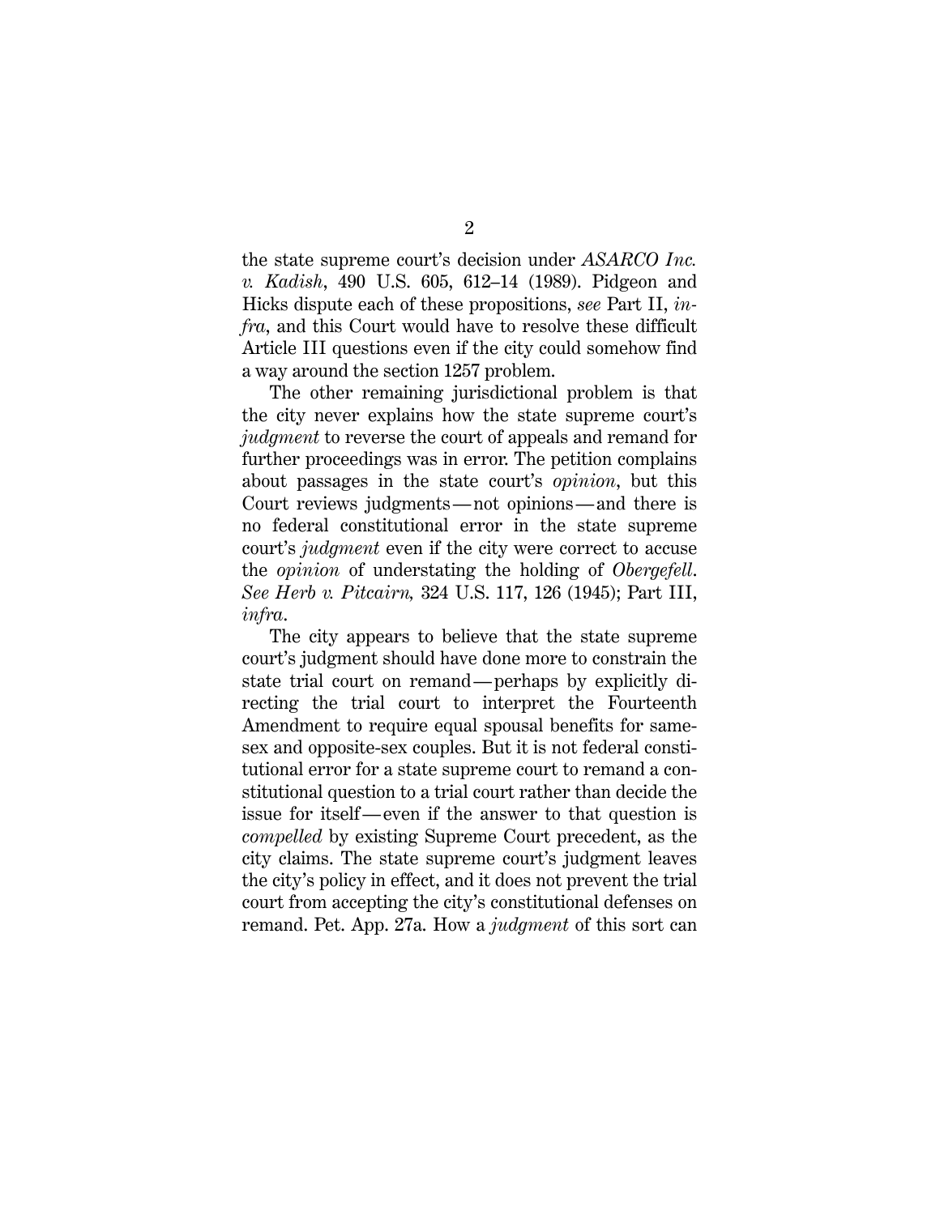the state supreme court's decision under *ASARCO Inc. v. Kadish*, 490 U.S. 605, 612–14 (1989). Pidgeon and Hicks dispute each of these propositions, *see* Part II, *infra*, and this Court would have to resolve these difficult Article III questions even if the city could somehow find a way around the section 1257 problem.

The other remaining jurisdictional problem is that the city never explains how the state supreme court's *judgment* to reverse the court of appeals and remand for further proceedings was in error. The petition complains about passages in the state court's *opinion*, but this Court reviews judgments—not opinions—and there is no federal constitutional error in the state supreme court's *judgment* even if the city were correct to accuse the *opinion* of understating the holding of *Obergefell*. *See Herb v. Pitcairn,* 324 U.S. 117, 126 (1945); Part III, *infra*.

The city appears to believe that the state supreme court's judgment should have done more to constrain the state trial court on remand—perhaps by explicitly directing the trial court to interpret the Fourteenth Amendment to require equal spousal benefits for same-sex and opposite-sex couples. But it is not federal constitutional error for a state supreme court to remand a constitutional question to a trial court rather than decide the issue for itself—even if the answer to that question is *compelled* by existing Supreme Court precedent, as the city claims. The state supreme court's judgment leaves the city's policy in effect, and it does not prevent the trial court from accepting the city's constitutional defenses on remand. Pet. App. 27a. How a *judgment* of this sort can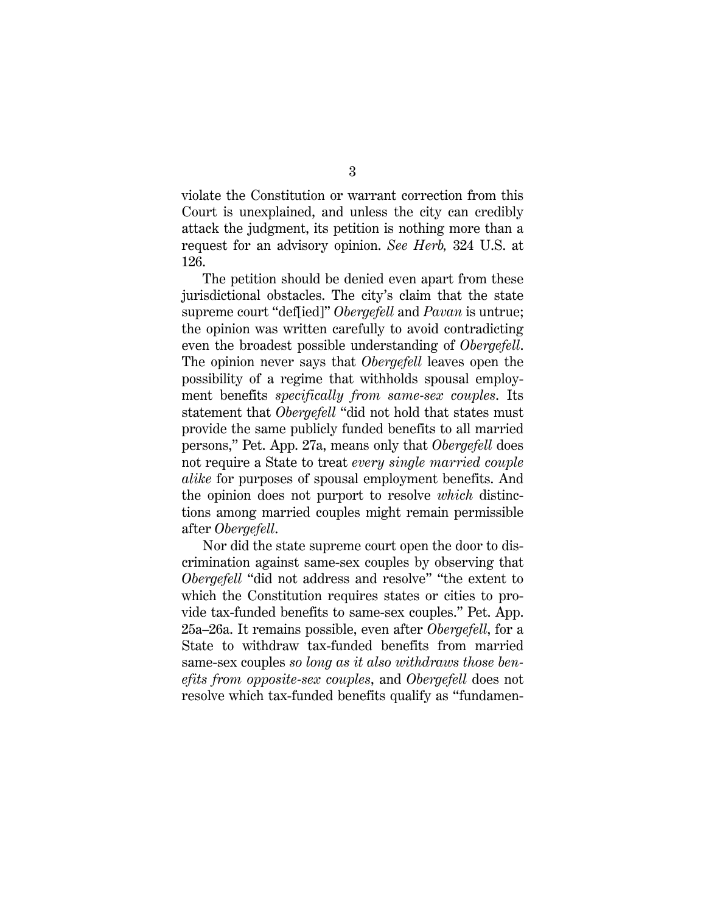violate the Constitution or warrant correction from this Court is unexplained, and unless the city can credibly attack the judgment, its petition is nothing more than a request for an advisory opinion. *See Herb,* 324 U.S. at 126.

The petition should be denied even apart from these jurisdictional obstacles. The city's claim that the state supreme court "def[ied]" *Obergefell* and *Pavan* is untrue; the opinion was written carefully to avoid contradicting even the broadest possible understanding of *Obergefell*. The opinion never says that *Obergefell* leaves open the possibility of a regime that withholds spousal employment benefits *specifically from same-sex couples*. Its statement that *Obergefell* "did not hold that states must provide the same publicly funded benefits to all married persons," Pet. App. 27a, means only that *Obergefell* does not require a State to treat *every single married couple alike* for purposes of spousal employment benefits. And the opinion does not purport to resolve *which* distinctions among married couples might remain permissible after *Obergefell*.

Nor did the state supreme court open the door to discrimination against same-sex couples by observing that *Obergefell* "did not address and resolve" "the extent to which the Constitution requires states or cities to provide tax-funded benefits to same-sex couples." Pet. App. 25a–26a. It remains possible, even after *Obergefell*, for a State to withdraw tax-funded benefits from married same-sex couples *so long as it also withdraws those benefits from opposite-sex couples*, and *Obergefell* does not resolve which tax-funded benefits qualify as "fundamen-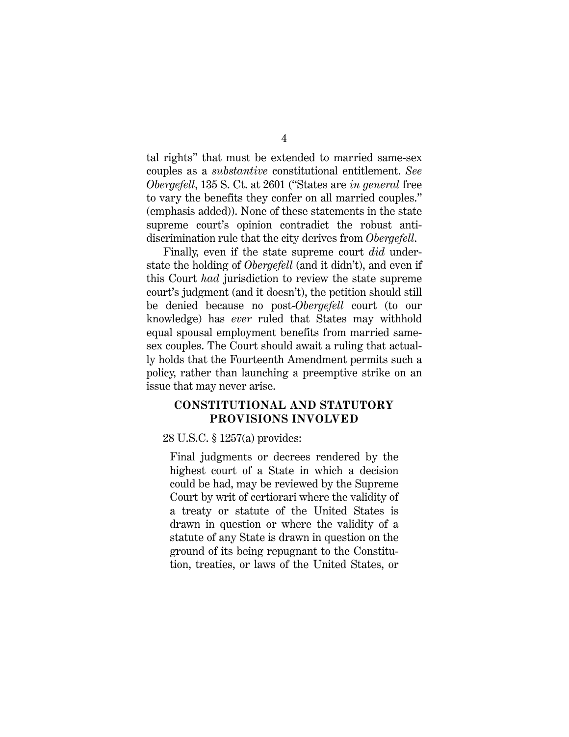tal rights" that must be extended to married same-sex couples as a *substantive* constitutional entitlement. *See Obergefell*, 135 S. Ct. at 2601 ("States are *in general* free to vary the benefits they confer on all married couples." (emphasis added)). None of these statements in the state supreme court's opinion contradict the robust anti-discrimination rule that the city derives from *Obergefell*.

Finally, even if the state supreme court *did* understate the holding of *Obergefell* (and it didn't), and even if this Court *had* jurisdiction to review the state supreme court's judgment (and it doesn't), the petition should still be denied because no post-*Obergefell* court (to our knowledge) has *ever* ruled that States may withhold equal spousal employment benefits from married same-sex couples. The Court should await a ruling that actually holds that the Fourteenth Amendment permits such a policy, rather than launching a preemptive strike on an issue that may never arise.

## CONSTITUTIONAL AND STATUTORY PROVISIONS INVOLVED

28 U.S.C. § 1257(a) provides:

> Final judgments or decrees rendered by the highest court of a State in which a decision could be had, may be reviewed by the Supreme Court by writ of certiorari where the validity of a treaty or statute of the United States is drawn in question or where the validity of a statute of any State is drawn in question on the ground of its being repugnant to the Constitution, treaties, or laws of the United States, or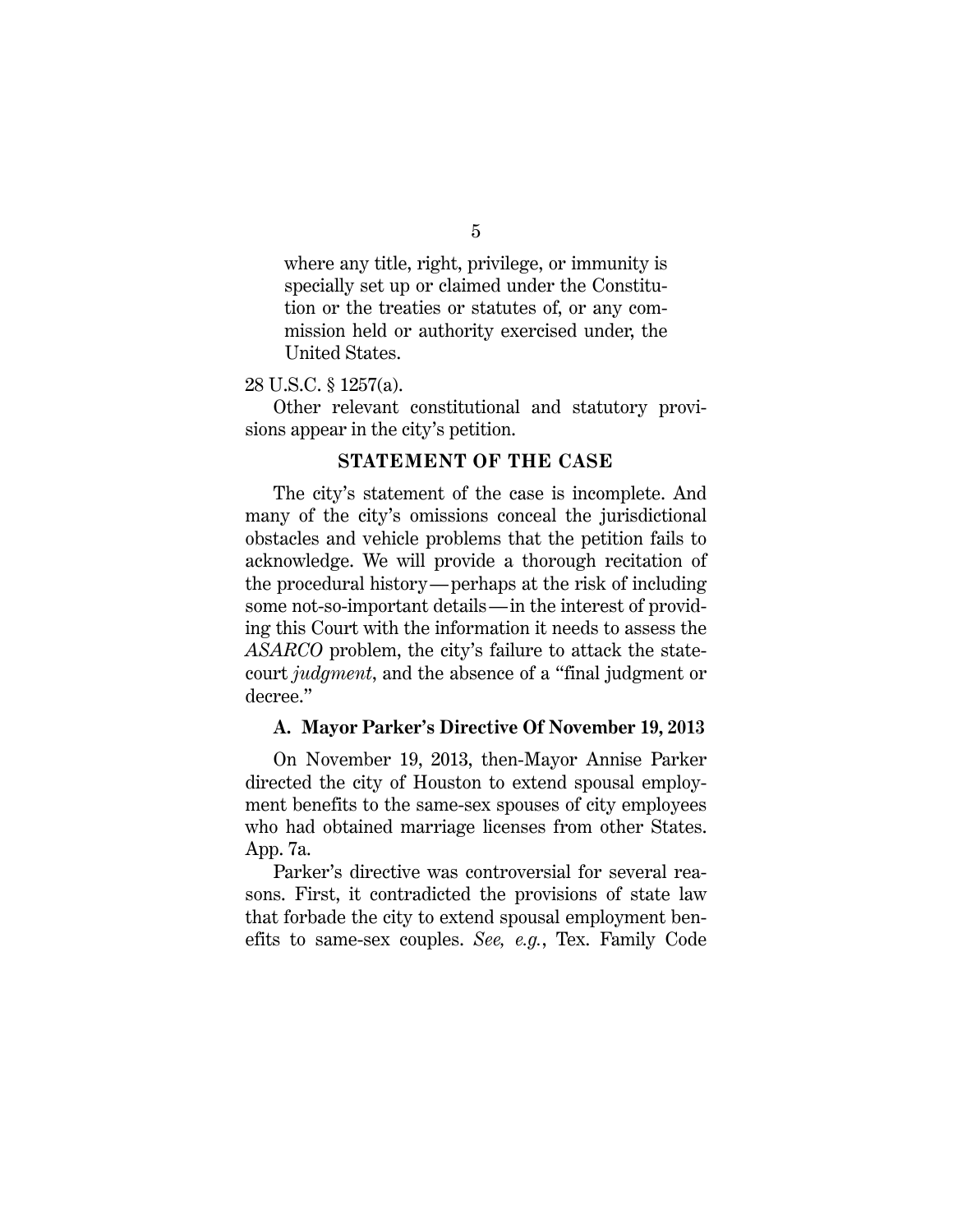> where any title, right, privilege, or immunity is specially set up or claimed under the Constitution or the treaties or statutes of, or any commission held or authority exercised under, the United States.

28 U.S.C. § 1257(a).

Other relevant constitutional and statutory provisions appear in the city's petition.

## STATEMENT OF THE CASE

The city's statement of the case is incomplete. And many of the city's omissions conceal the jurisdictional obstacles and vehicle problems that the petition fails to acknowledge. We will provide a thorough recitation of the procedural history—perhaps at the risk of including some not-so-important details—in the interest of providing this Court with the information it needs to assess the *ASARCO* problem, the city's failure to attack the state-court *judgment*, and the absence of a "final judgment or decree."

### A. Mayor Parker's Directive Of November 19, 2013

On November 19, 2013, then-Mayor Annise Parker directed the city of Houston to extend spousal employment benefits to the same-sex spouses of city employees who had obtained marriage licenses from other States. App. 7a.

Parker's directive was controversial for several reasons. First, it contradicted the provisions of state law that forbade the city to extend spousal employment benefits to same-sex couples. *See, e.g.*, Tex. Family Code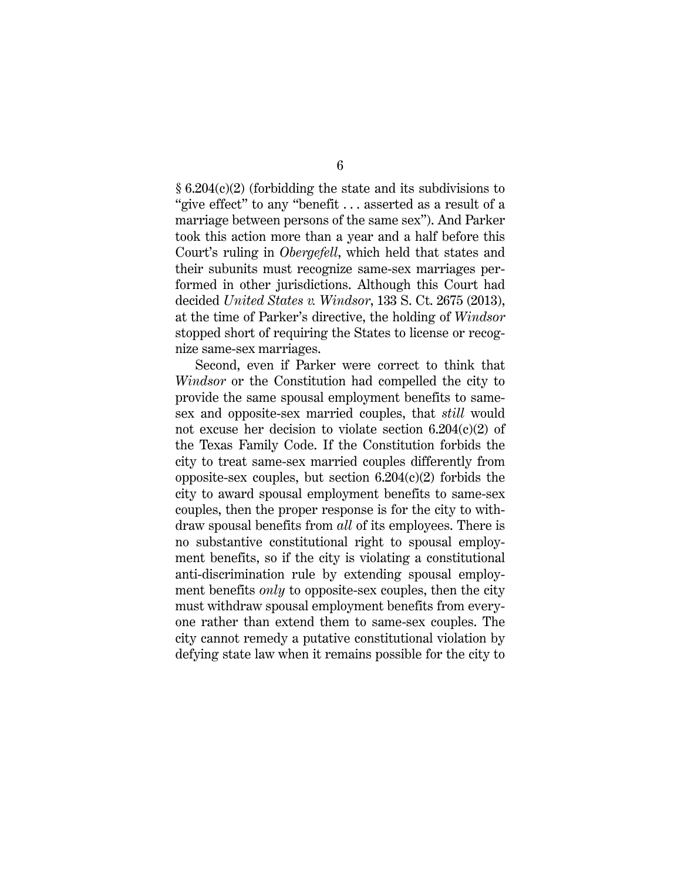§ 6.204(c)(2) (forbidding the state and its subdivisions to "give effect" to any "benefit . . . asserted as a result of a marriage between persons of the same sex"). And Parker took this action more than a year and a half before this Court's ruling in *Obergefell*, which held that states and their subunits must recognize same-sex marriages performed in other jurisdictions. Although this Court had decided *United States v. Windsor*, 133 S. Ct. 2675 (2013), at the time of Parker's directive, the holding of *Windsor* stopped short of requiring the States to license or recognize same-sex marriages.

Second, even if Parker were correct to think that *Windsor* or the Constitution had compelled the city to provide the same spousal employment benefits to same-sex and opposite-sex married couples, that *still* would not excuse her decision to violate section 6.204(c)(2) of the Texas Family Code. If the Constitution forbids the city to treat same-sex married couples differently from opposite-sex couples, but section 6.204(c)(2) forbids the city to award spousal employment benefits to same-sex couples, then the proper response is for the city to withdraw spousal benefits from *all* of its employees. There is no substantive constitutional right to spousal employment benefits, so if the city is violating a constitutional anti-discrimination rule by extending spousal employment benefits *only* to opposite-sex couples, then the city must withdraw spousal employment benefits from everyone rather than extend them to same-sex couples. The city cannot remedy a putative constitutional violation by defying state law when it remains possible for the city to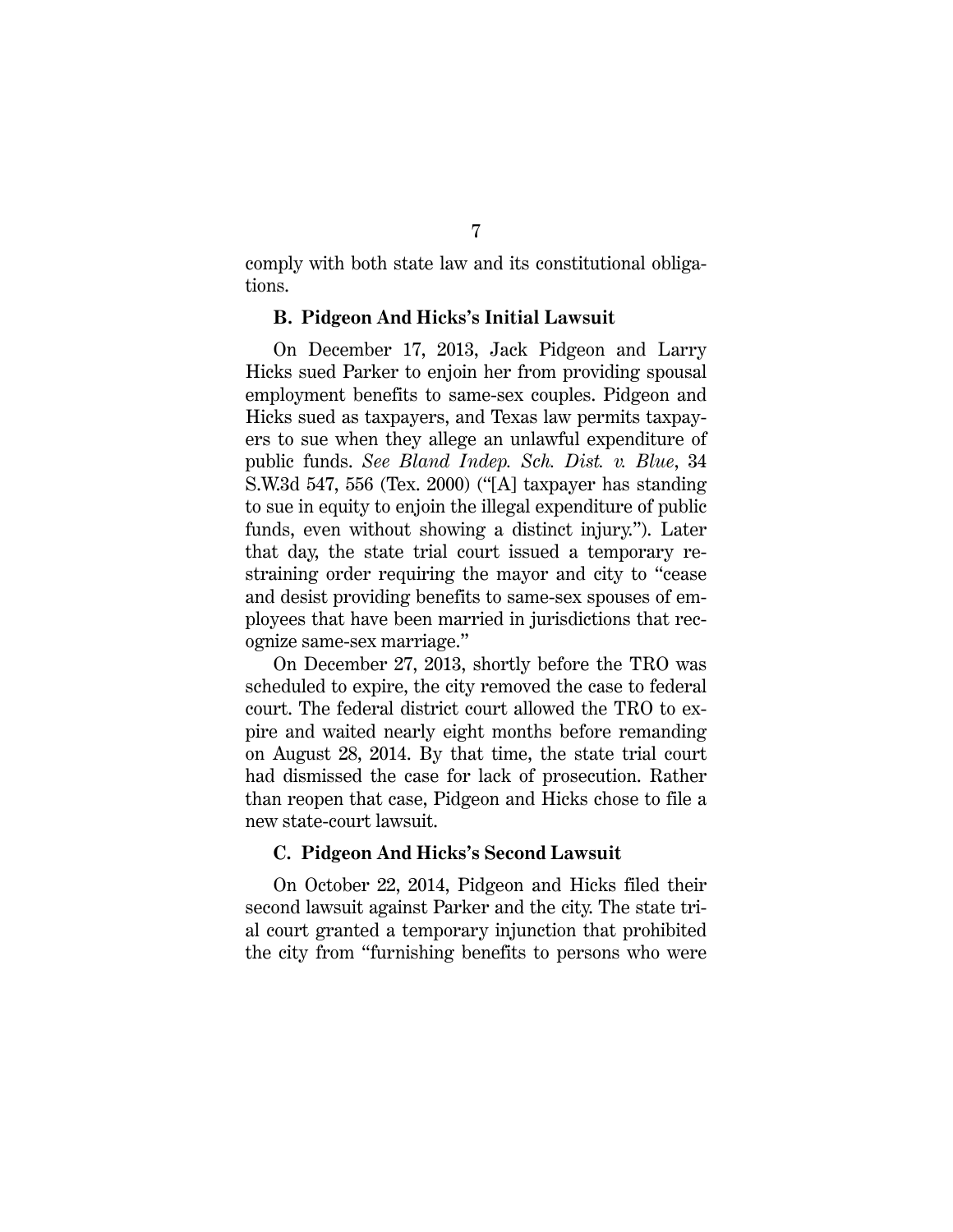comply with both state law and its constitutional obligations.

### B. Pidgeon And Hicks's Initial Lawsuit

On December 17, 2013, Jack Pidgeon and Larry Hicks sued Parker to enjoin her from providing spousal employment benefits to same-sex couples. Pidgeon and Hicks sued as taxpayers, and Texas law permits taxpayers to sue when they allege an unlawful expenditure of public funds. *See Bland Indep. Sch. Dist. v. Blue*, 34 S.W.3d 547, 556 (Tex. 2000) ("[A] taxpayer has standing to sue in equity to enjoin the illegal expenditure of public funds, even without showing a distinct injury."). Later that day, the state trial court issued a temporary restraining order requiring the mayor and city to "cease and desist providing benefits to same-sex spouses of employees that have been married in jurisdictions that recognize same-sex marriage."

On December 27, 2013, shortly before the TRO was scheduled to expire, the city removed the case to federal court. The federal district court allowed the TRO to expire and waited nearly eight months before remanding on August 28, 2014. By that time, the state trial court had dismissed the case for lack of prosecution. Rather than reopen that case, Pidgeon and Hicks chose to file a new state-court lawsuit.

### C. Pidgeon And Hicks's Second Lawsuit

On October 22, 2014, Pidgeon and Hicks filed their second lawsuit against Parker and the city. The state trial court granted a temporary injunction that prohibited the city from "furnishing benefits to persons who were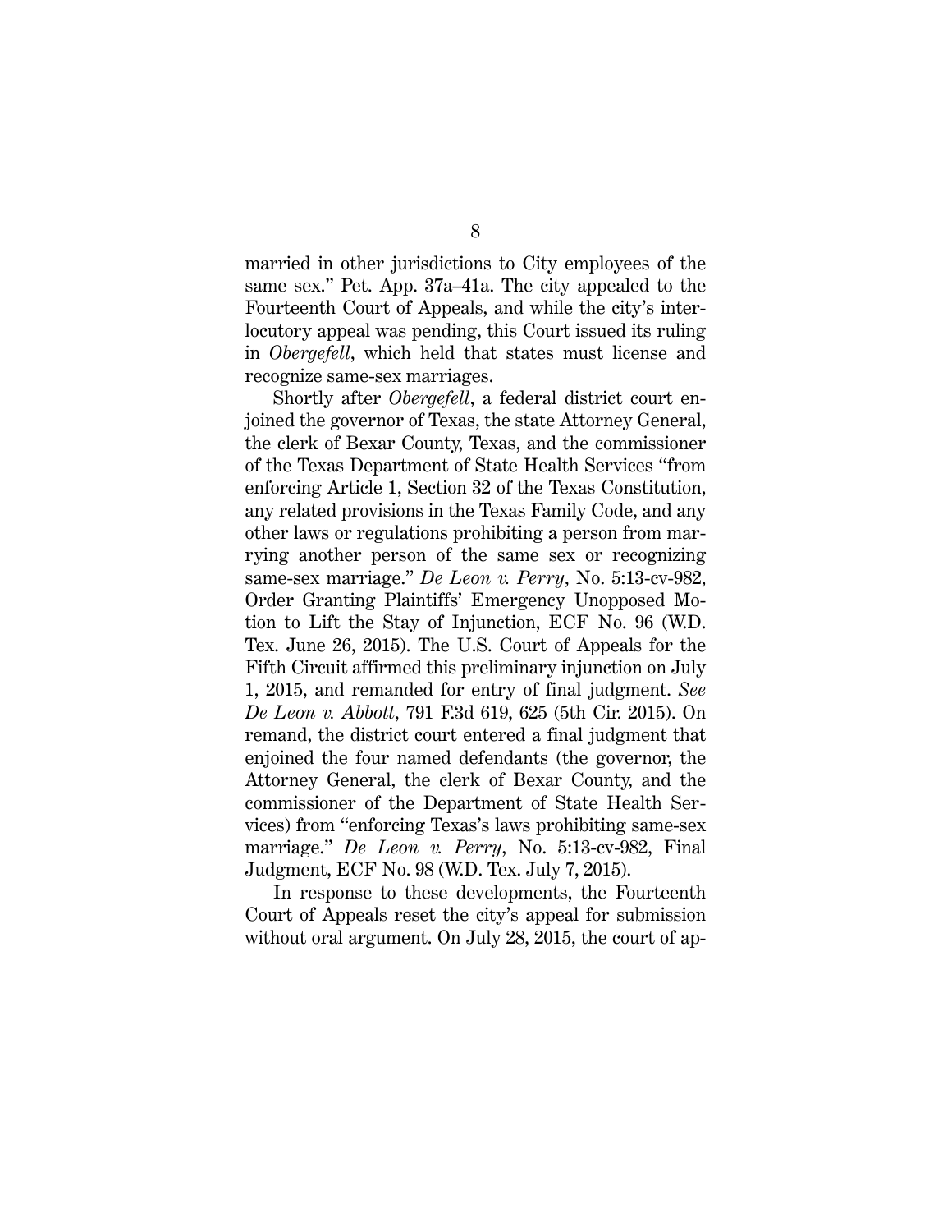married in other jurisdictions to City employees of the same sex." Pet. App. 37a–41a. The city appealed to the Fourteenth Court of Appeals, and while the city's interlocutory appeal was pending, this Court issued its ruling in *Obergefell*, which held that states must license and recognize same-sex marriages.

Shortly after *Obergefell*, a federal district court enjoined the governor of Texas, the state Attorney General, the clerk of Bexar County, Texas, and the commissioner of the Texas Department of State Health Services "from enforcing Article 1, Section 32 of the Texas Constitution, any related provisions in the Texas Family Code, and any other laws or regulations prohibiting a person from marrying another person of the same sex or recognizing same-sex marriage." *De Leon v. Perry*, No. 5:13-cv-982, Order Granting Plaintiffs' Emergency Unopposed Motion to Lift the Stay of Injunction, ECF No. 96 (W.D. Tex. June 26, 2015). The U.S. Court of Appeals for the Fifth Circuit affirmed this preliminary injunction on July 1, 2015, and remanded for entry of final judgment. *See De Leon v. Abbott*, 791 F.3d 619, 625 (5th Cir. 2015). On remand, the district court entered a final judgment that enjoined the four named defendants (the governor, the Attorney General, the clerk of Bexar County, and the commissioner of the Department of State Health Services) from "enforcing Texas's laws prohibiting same-sex marriage." *De Leon v. Perry*, No. 5:13-cv-982, Final Judgment, ECF No. 98 (W.D. Tex. July 7, 2015).

In response to these developments, the Fourteenth Court of Appeals reset the city's appeal for submission without oral argument. On July 28, 2015, the court of ap-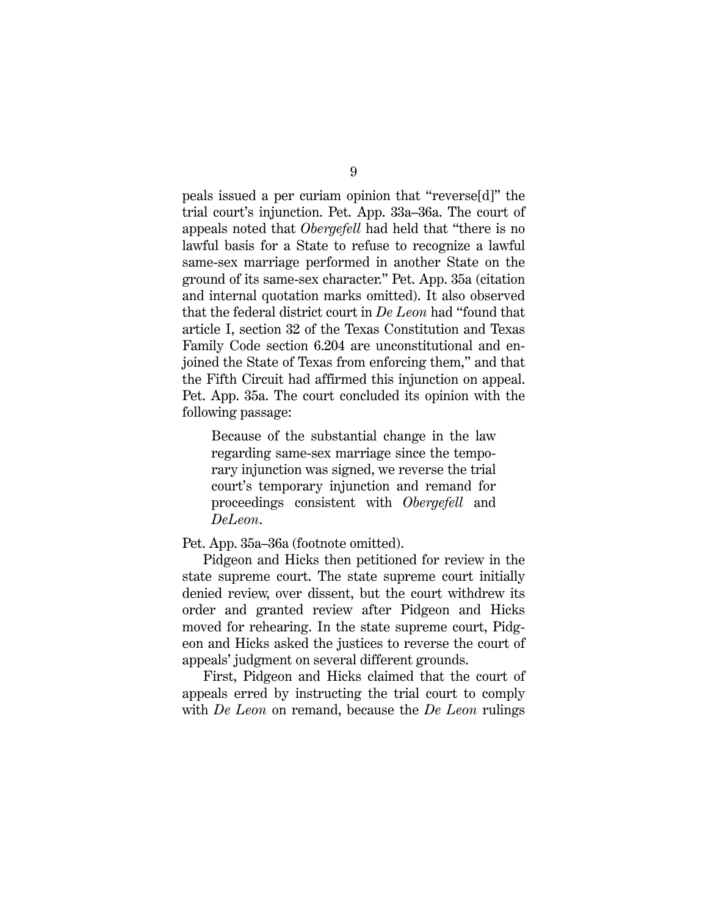peals issued a per curiam opinion that "reverse[d]" the trial court's injunction. Pet. App. 33a–36a. The court of appeals noted that *Obergefell* had held that "there is no lawful basis for a State to refuse to recognize a lawful same-sex marriage performed in another State on the ground of its same-sex character." Pet. App. 35a (citation and internal quotation marks omitted). It also observed that the federal district court in *De Leon* had "found that article I, section 32 of the Texas Constitution and Texas Family Code section 6.204 are unconstitutional and enjoined the State of Texas from enforcing them," and that the Fifth Circuit had affirmed this injunction on appeal. Pet. App. 35a. The court concluded its opinion with the following passage:

> Because of the substantial change in the law regarding same-sex marriage since the temporary injunction was signed, we reverse the trial court's temporary injunction and remand for proceedings consistent with *Obergefell* and *DeLeon*.

Pet. App. 35a–36a (footnote omitted).

Pidgeon and Hicks then petitioned for review in the state supreme court. The state supreme court initially denied review, over dissent, but the court withdrew its order and granted review after Pidgeon and Hicks moved for rehearing. In the state supreme court, Pidgeon and Hicks asked the justices to reverse the court of appeals' judgment on several different grounds.

First, Pidgeon and Hicks claimed that the court of appeals erred by instructing the trial court to comply with *De Leon* on remand, because the *De Leon* rulings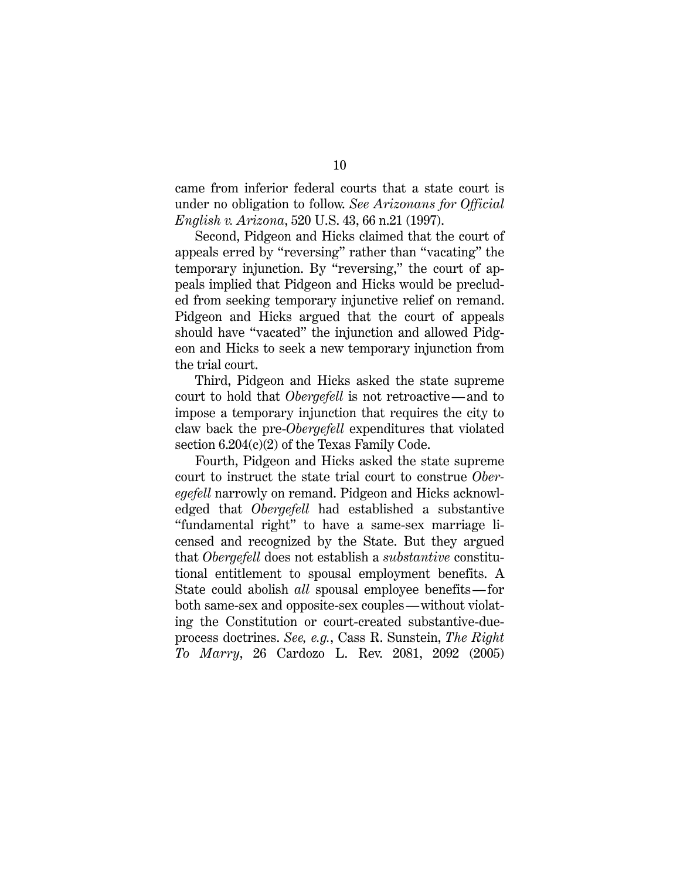came from inferior federal courts that a state court is under no obligation to follow. *See Arizonans for Official English v. Arizona*, 520 U.S. 43, 66 n.21 (1997).

Second, Pidgeon and Hicks claimed that the court of appeals erred by "reversing" rather than "vacating" the temporary injunction. By "reversing," the court of appeals implied that Pidgeon and Hicks would be precluded from seeking temporary injunctive relief on remand. Pidgeon and Hicks argued that the court of appeals should have "vacated" the injunction and allowed Pidgeon and Hicks to seek a new temporary injunction from the trial court.

Third, Pidgeon and Hicks asked the state supreme court to hold that *Obergefell* is not retroactive—and to impose a temporary injunction that requires the city to claw back the pre-*Obergefell* expenditures that violated section 6.204(c)(2) of the Texas Family Code.

Fourth, Pidgeon and Hicks asked the state supreme court to instruct the state trial court to construe *Oberegefell* narrowly on remand. Pidgeon and Hicks acknowledged that *Obergefell* had established a substantive "fundamental right" to have a same-sex marriage licensed and recognized by the State. But they argued that *Obergefell* does not establish a *substantive* constitutional entitlement to spousal employment benefits. A State could abolish *all* spousal employee benefits—for both same-sex and opposite-sex couples—without violating the Constitution or court-created substantive-due-process doctrines. *See, e.g.*, Cass R. Sunstein, *The Right To Marry*, 26 Cardozo L. Rev. 2081, 2092 (2005)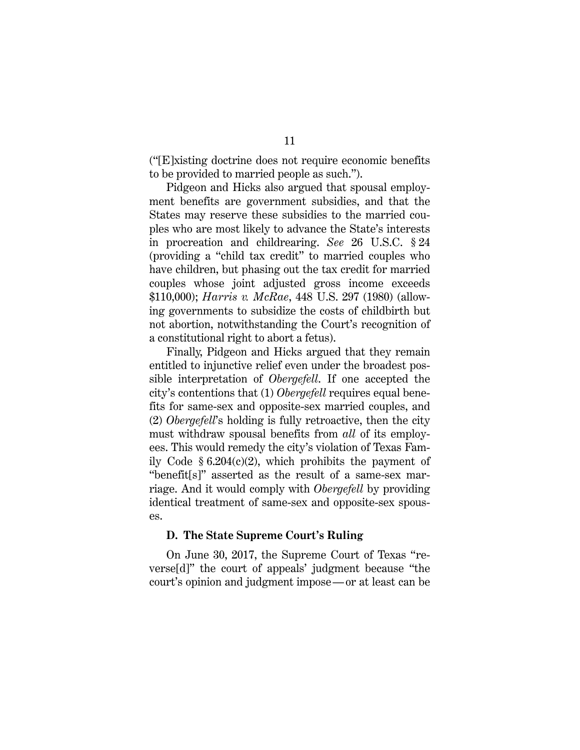("[E]xisting doctrine does not require economic benefits to be provided to married people as such.").

Pidgeon and Hicks also argued that spousal employment benefits are government subsidies, and that the States may reserve these subsidies to the married couples who are most likely to advance the State's interests in procreation and childrearing. *See* 26 U.S.C. § 24 (providing a "child tax credit" to married couples who have children, but phasing out the tax credit for married couples whose joint adjusted gross income exceeds $110,000); *Harris v. McRae*, 448 U.S. 297 (1980) (allowing governments to subsidize the costs of childbirth but not abortion, notwithstanding the Court's recognition of a constitutional right to abort a fetus).

Finally, Pidgeon and Hicks argued that they remain entitled to injunctive relief even under the broadest possible interpretation of *Obergefell*. If one accepted the city's contentions that (1) *Obergefell* requires equal benefits for same-sex and opposite-sex married couples, and (2) *Obergefell*'s holding is fully retroactive, then the city must withdraw spousal benefits from *all* of its employees. This would remedy the city's violation of Texas Family Code § 6.204(c)(2), which prohibits the payment of "benefit[s]" asserted as the result of a same-sex marriage. And it would comply with *Obergefell* by providing identical treatment of same-sex and opposite-sex spouses.

### D. The State Supreme Court's Ruling

On June 30, 2017, the Supreme Court of Texas "reverse[d]" the court of appeals' judgment because "the court's opinion and judgment impose — or at least can be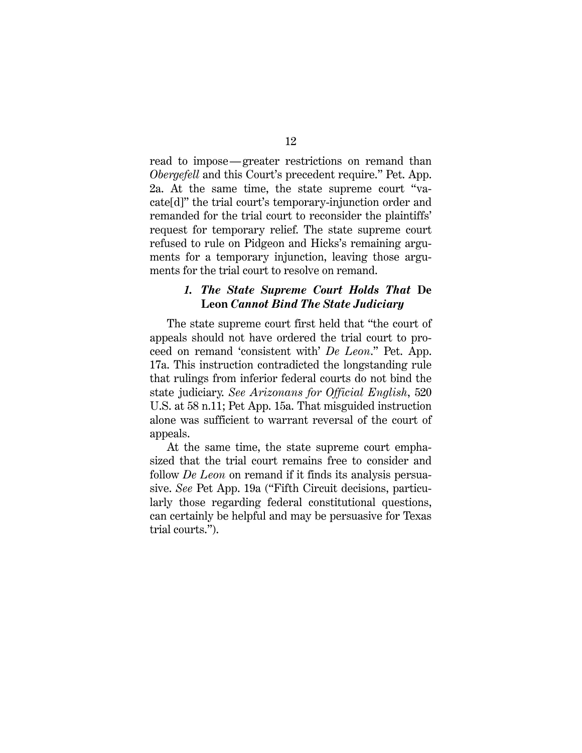read to impose—greater restrictions on remand than *Obergefell* and this Court's precedent require." Pet. App. 2a. At the same time, the state supreme court "vacate[d]" the trial court's temporary-injunction order and remanded for the trial court to reconsider the plaintiffs' request for temporary relief. The state supreme court refused to rule on Pidgeon and Hicks's remaining arguments for a temporary injunction, leaving those arguments for the trial court to resolve on remand.

### *1. The State Supreme Court Holds That* **De Leon** *Cannot Bind The State Judiciary*

The state supreme court first held that "the court of appeals should not have ordered the trial court to proceed on remand 'consistent with' *De Leon*." Pet. App. 17a. This instruction contradicted the longstanding rule that rulings from inferior federal courts do not bind the state judiciary. *See Arizonans for Official English*, 520 U.S. at 58 n.11; Pet App. 15a. That misguided instruction alone was sufficient to warrant reversal of the court of appeals.

At the same time, the state supreme court emphasized that the trial court remains free to consider and follow *De Leon* on remand if it finds its analysis persuasive. *See* Pet App. 19a ("Fifth Circuit decisions, particularly those regarding federal constitutional questions, can certainly be helpful and may be persuasive for Texas trial courts.").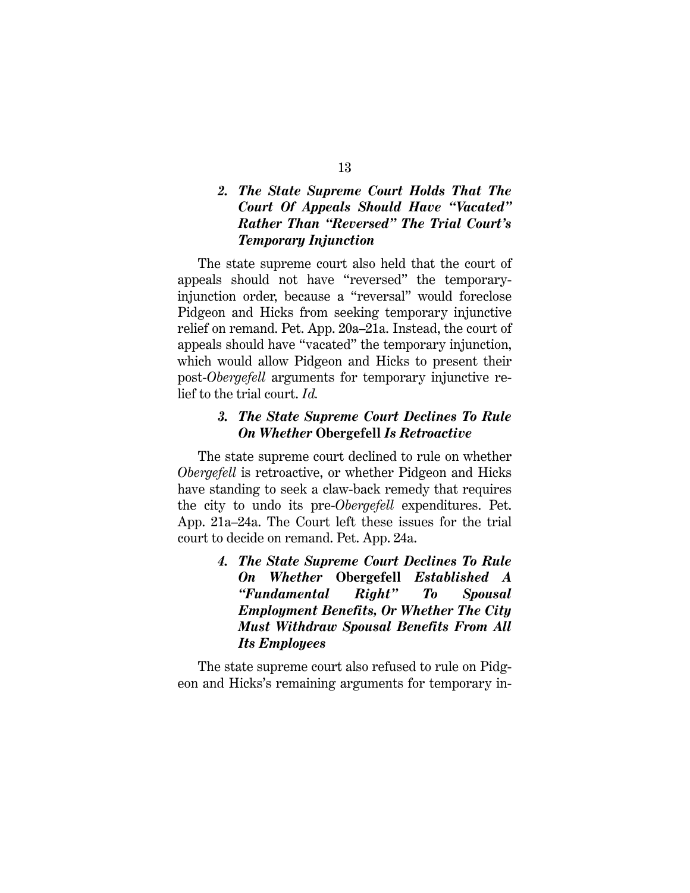#### *2. The State Supreme Court Holds That The Court Of Appeals Should Have "Vacated" Rather Than "Reversed" The Trial Court's Temporary Injunction*

The state supreme court also held that the court of appeals should not have "reversed" the temporary-injunction order, because a "reversal" would foreclose Pidgeon and Hicks from seeking temporary injunctive relief on remand. Pet. App. 20a–21a. Instead, the court of appeals should have "vacated" the temporary injunction, which would allow Pidgeon and Hicks to present their post-*Obergefell* arguments for temporary injunctive relief to the trial court. *Id.*

#### *3. The State Supreme Court Declines To Rule On Whether* **Obergefell** *Is Retroactive*

The state supreme court declined to rule on whether *Obergefell* is retroactive, or whether Pidgeon and Hicks have standing to seek a claw-back remedy that requires the city to undo its pre-*Obergefell* expenditures. Pet. App. 21a–24a. The Court left these issues for the trial court to decide on remand. Pet. App. 24a.

#### *4. The State Supreme Court Declines To Rule On Whether* **Obergefell** *Established A "Fundamental Right" To Spousal Employment Benefits, Or Whether The City Must Withdraw Spousal Benefits From All Its Employees*

The state supreme court also refused to rule on Pidgeon and Hicks's remaining arguments for temporary in-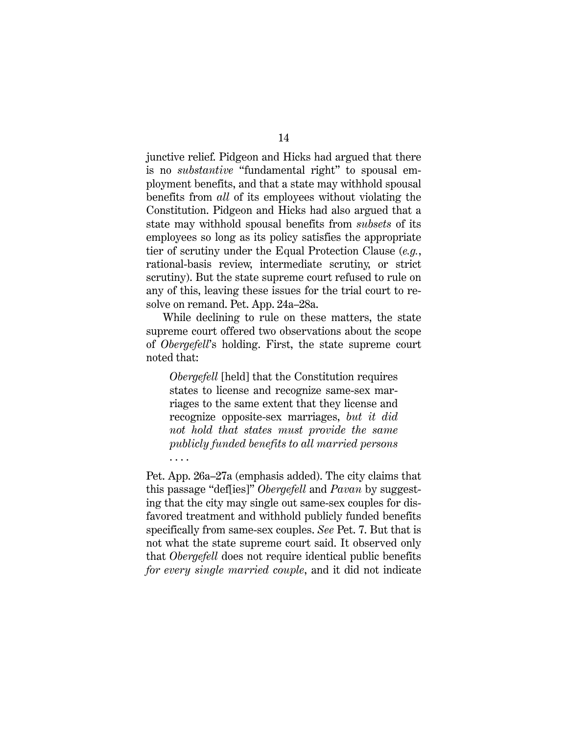junctive relief. Pidgeon and Hicks had argued that there is no *substantive* "fundamental right" to spousal employment benefits, and that a state may withhold spousal benefits from *all* of its employees without violating the Constitution. Pidgeon and Hicks had also argued that a state may withhold spousal benefits from *subsets* of its employees so long as its policy satisfies the appropriate tier of scrutiny under the Equal Protection Clause (*e.g.*, rational-basis review, intermediate scrutiny, or strict scrutiny). But the state supreme court refused to rule on any of this, leaving these issues for the trial court to resolve on remand. Pet. App. 24a–28a.

While declining to rule on these matters, the state supreme court offered two observations about the scope of *Obergefell*'s holding. First, the state supreme court noted that:

> *Obergefell* [held] that the Constitution requires states to license and recognize same-sex marriages to the same extent that they license and recognize opposite-sex marriages, *but it did not hold that states must provide the same publicly funded benefits to all married persons* . . . .

Pet. App. 26a–27a (emphasis added). The city claims that this passage "def[ies]" *Obergefell* and *Pavan* by suggesting that the city may single out same-sex couples for disfavored treatment and withhold publicly funded benefits specifically from same-sex couples. *See* Pet. 7. But that is not what the state supreme court said. It observed only that *Obergefell* does not require identical public benefits *for every single married couple*, and it did not indicate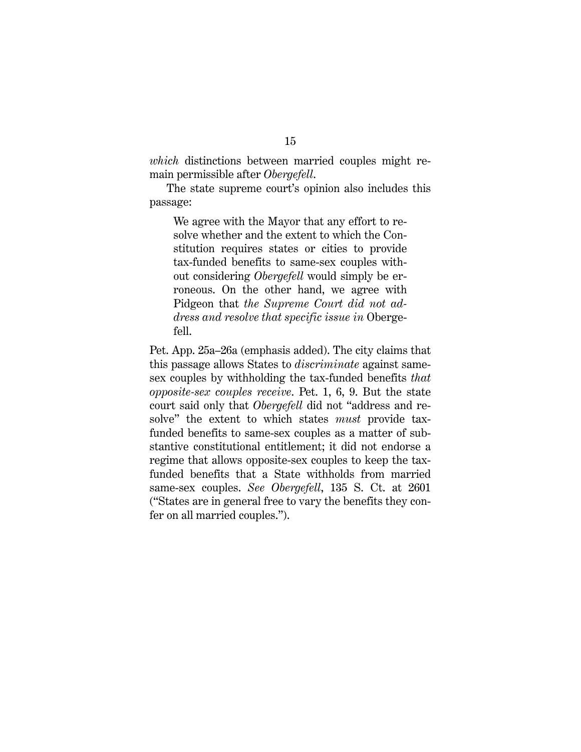*which* distinctions between married couples might remain permissible after *Obergefell*.

The state supreme court's opinion also includes this passage:

> We agree with the Mayor that any effort to resolve whether and the extent to which the Constitution requires states or cities to provide tax-funded benefits to same-sex couples without considering *Obergefell* would simply be erroneous. On the other hand, we agree with Pidgeon that *the Supreme Court did not address and resolve that specific issue in* Obergefell.

Pet. App. 25a–26a (emphasis added). The city claims that this passage allows States to *discriminate* against same-sex couples by withholding the tax-funded benefits *that opposite-sex couples receive*. Pet. 1, 6, 9. But the state court said only that *Obergefell* did not "address and resolve" the extent to which states *must* provide tax-funded benefits to same-sex couples as a matter of substantive constitutional entitlement; it did not endorse a regime that allows opposite-sex couples to keep the tax-funded benefits that a State withholds from married same-sex couples. *See Obergefell*, 135 S. Ct. at 2601 ("States are in general free to vary the benefits they confer on all married couples.").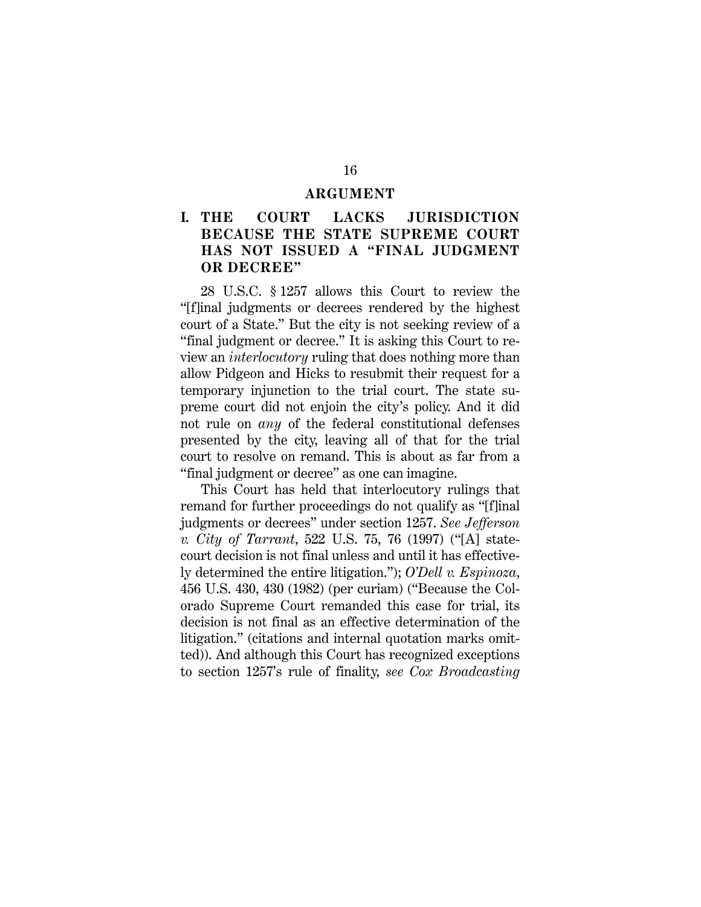## ARGUMENT

### I. THE COURT LACKS JURISDICTION BECAUSE THE STATE SUPREME COURT HAS NOT ISSUED A "FINAL JUDGMENT OR DECREE"

28 U.S.C. § 1257 allows this Court to review the "[f]inal judgments or decrees rendered by the highest court of a State." But the city is not seeking review of a "final judgment or decree." It is asking this Court to review an *interlocutory* ruling that does nothing more than allow Pidgeon and Hicks to resubmit their request for a temporary injunction to the trial court. The state supreme court did not enjoin the city's policy. And it did not rule on *any* of the federal constitutional defenses presented by the city, leaving all of that for the trial court to resolve on remand. This is about as far from a "final judgment or decree" as one can imagine.

This Court has held that interlocutory rulings that remand for further proceedings do not qualify as "[f]inal judgments or decrees" under section 1257. *See Jefferson v. City of Tarrant*, 522 U.S. 75, 76 (1997) ("[A] state-court decision is not final unless and until it has effectively determined the entire litigation."); *O'Dell v. Espinoza*, 456 U.S. 430, 430 (1982) (per curiam) ("Because the Colorado Supreme Court remanded this case for trial, its decision is not final as an effective determination of the litigation." (citations and internal quotation marks omitted)). And although this Court has recognized exceptions to section 1257's rule of finality, *see Cox Broadcasting*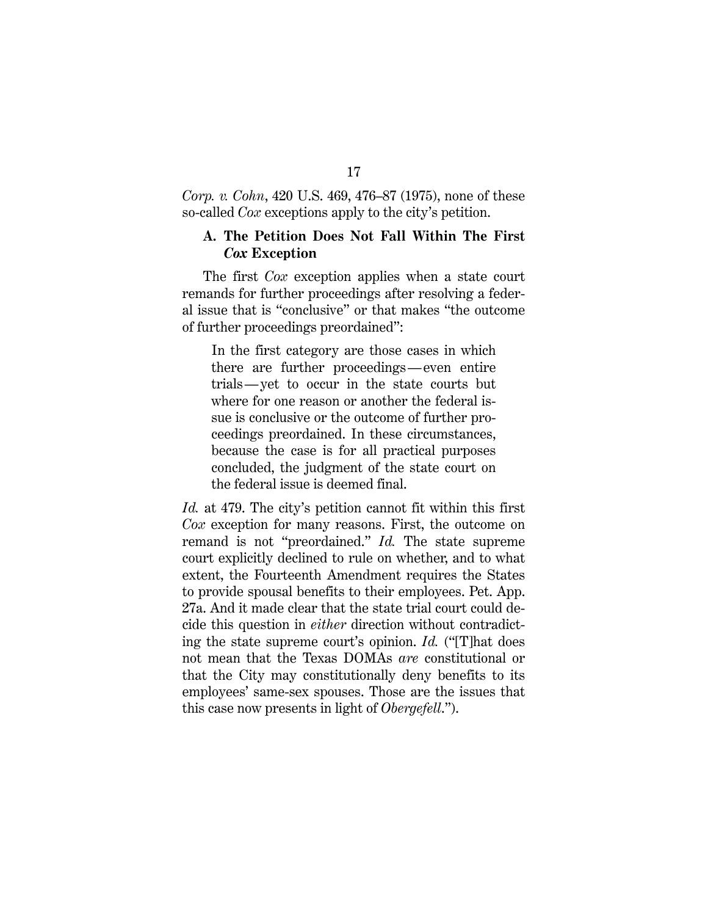*Corp. v. Cohn*, 420 U.S. 469, 476–87 (1975), none of these so-called *Cox* exceptions apply to the city's petition.

### A. The Petition Does Not Fall Within The First *Cox* Exception

The first *Cox* exception applies when a state court remands for further proceedings after resolving a federal issue that is "conclusive" or that makes "the outcome of further proceedings preordained":

> In the first category are those cases in which there are further proceedings — even entire trials — yet to occur in the state courts but where for one reason or another the federal issue is conclusive or the outcome of further proceedings preordained. In these circumstances, because the case is for all practical purposes concluded, the judgment of the state court on the federal issue is deemed final.

*Id.* at 479. The city's petition cannot fit within this first *Cox* exception for many reasons. First, the outcome on remand is not "preordained." *Id.* The state supreme court explicitly declined to rule on whether, and to what extent, the Fourteenth Amendment requires the States to provide spousal benefits to their employees. Pet. App. 27a. And it made clear that the state trial court could decide this question in *either* direction without contradicting the state supreme court's opinion. *Id.* ("[T]hat does not mean that the Texas DOMAs *are* constitutional or that the City may constitutionally deny benefits to its employees' same-sex spouses. Those are the issues that this case now presents in light of *Obergefell*.").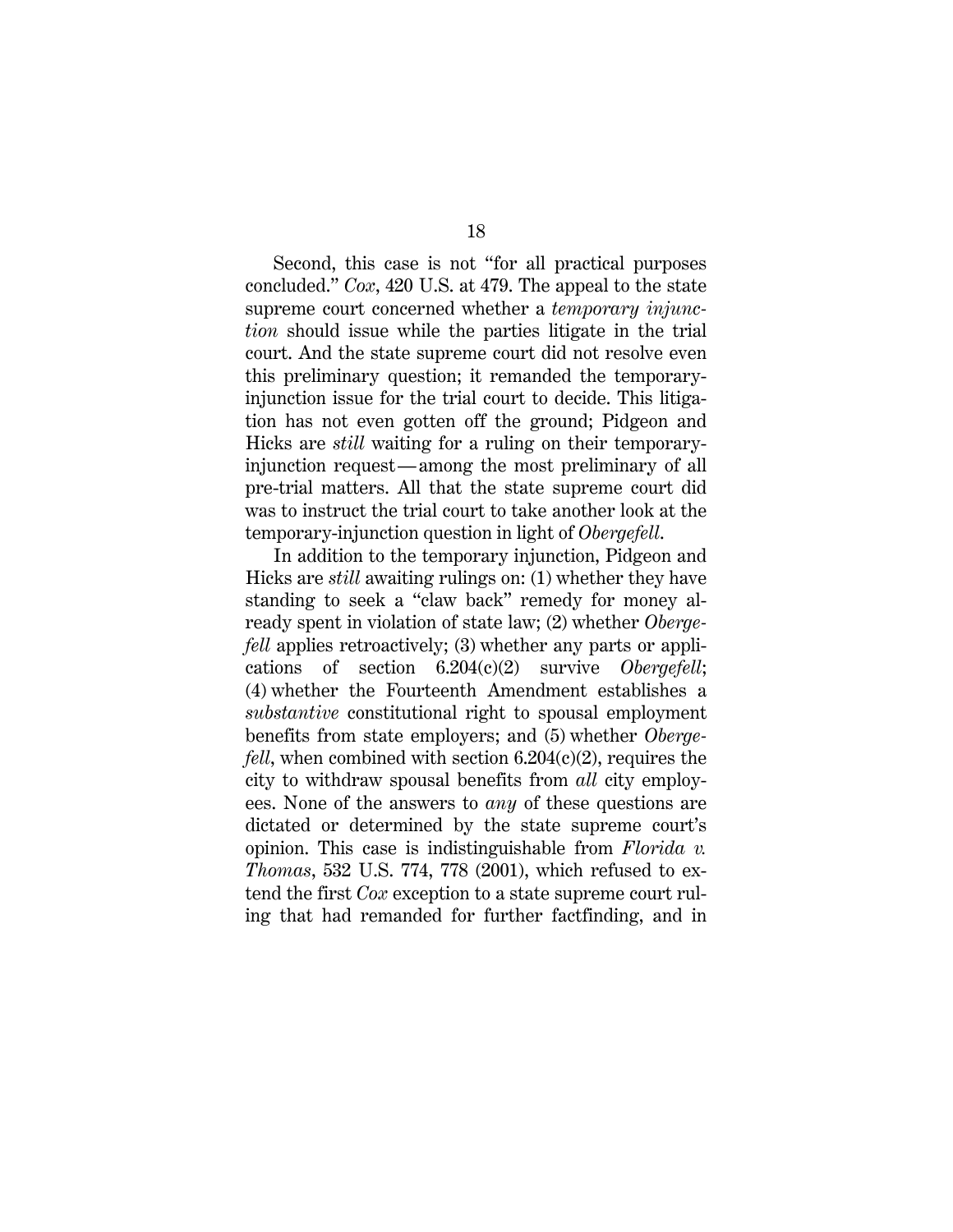Second, this case is not "for all practical purposes concluded." *Cox*, 420 U.S. at 479. The appeal to the state supreme court concerned whether a *temporary injunction* should issue while the parties litigate in the trial court. And the state supreme court did not resolve even this preliminary question; it remanded the temporary-injunction issue for the trial court to decide. This litigation has not even gotten off the ground; Pidgeon and Hicks are *still* waiting for a ruling on their temporary-injunction request—among the most preliminary of all pre-trial matters. All that the state supreme court did was to instruct the trial court to take another look at the temporary-injunction question in light of *Obergefell*.

In addition to the temporary injunction, Pidgeon and Hicks are *still* awaiting rulings on: (1) whether they have standing to seek a "claw back" remedy for money already spent in violation of state law; (2) whether *Obergefell* applies retroactively; (3) whether any parts or applications of section 6.204(c)(2) survive *Obergefell*; (4) whether the Fourteenth Amendment establishes a *substantive* constitutional right to spousal employment benefits from state employers; and (5) whether *Obergefell*, when combined with section 6.204(c)(2), requires the city to withdraw spousal benefits from *all* city employees. None of the answers to *any* of these questions are dictated or determined by the state supreme court's opinion. This case is indistinguishable from *Florida v. Thomas*, 532 U.S. 774, 778 (2001), which refused to extend the first *Cox* exception to a state supreme court ruling that had remanded for further factfinding, and in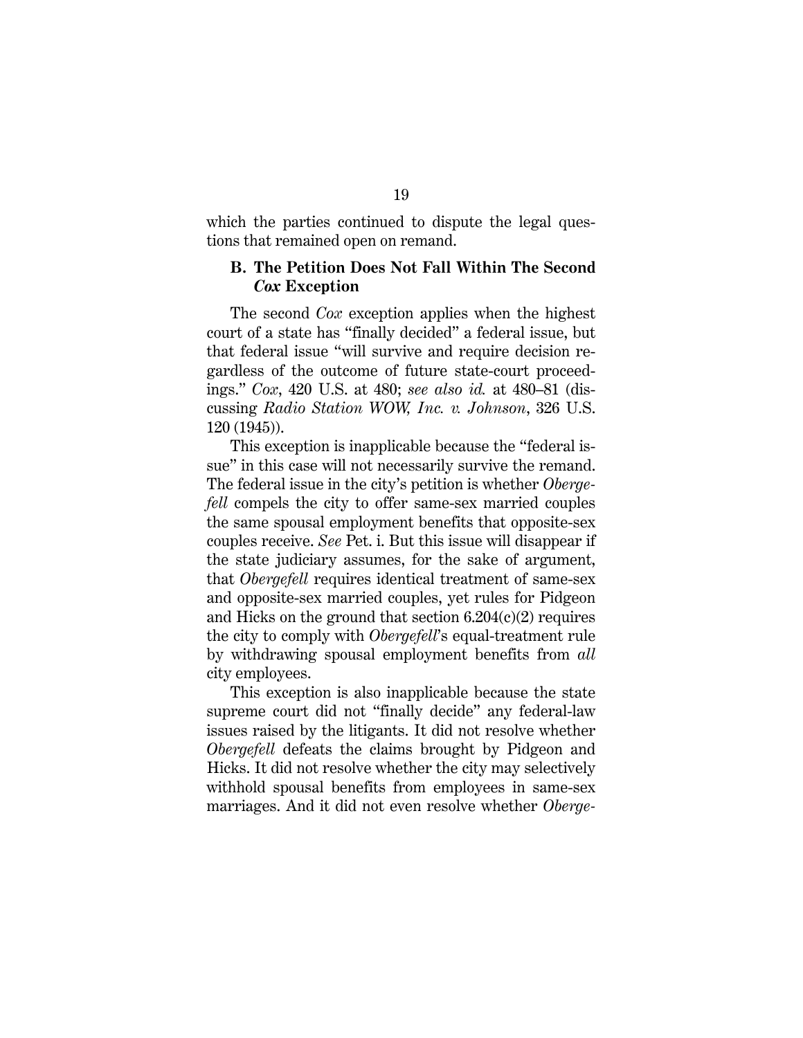which the parties continued to dispute the legal questions that remained open on remand.

### B. The Petition Does Not Fall Within The Second *Cox* Exception

The second *Cox* exception applies when the highest court of a state has "finally decided" a federal issue, but that federal issue "will survive and require decision regardless of the outcome of future state-court proceedings." *Cox*, 420 U.S. at 480; *see also id.* at 480–81 (discussing *Radio Station WOW, Inc. v. Johnson*, 326 U.S. 120 (1945)).

This exception is inapplicable because the "federal issue" in this case will not necessarily survive the remand. The federal issue in the city's petition is whether *Obergefell* compels the city to offer same-sex married couples the same spousal employment benefits that opposite-sex couples receive. *See* Pet. i. But this issue will disappear if the state judiciary assumes, for the sake of argument, that *Obergefell* requires identical treatment of same-sex and opposite-sex married couples, yet rules for Pidgeon and Hicks on the ground that section 6.204(c)(2) requires the city to comply with *Obergefell*'s equal-treatment rule by withdrawing spousal employment benefits from *all* city employees.

This exception is also inapplicable because the state supreme court did not "finally decide" any federal-law issues raised by the litigants. It did not resolve whether *Obergefell* defeats the claims brought by Pidgeon and Hicks. It did not resolve whether the city may selectively withhold spousal benefits from employees in same-sex marriages. And it did not even resolve whether *Oberge-*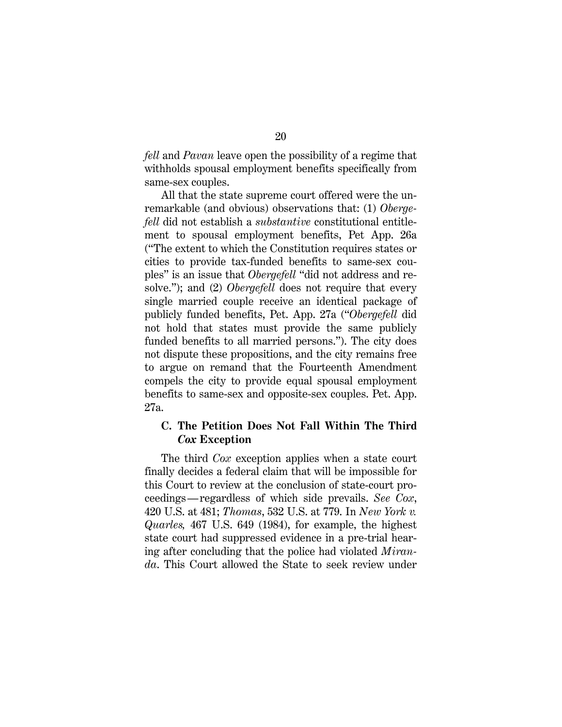*fell* and *Pavan* leave open the possibility of a regime that withholds spousal employment benefits specifically from same-sex couples.

All that the state supreme court offered were the unremarkable (and obvious) observations that: (1) *Obergefell* did not establish a *substantive* constitutional entitlement to spousal employment benefits, Pet App. 26a ("The extent to which the Constitution requires states or cities to provide tax-funded benefits to same-sex couples" is an issue that *Obergefell* "did not address and resolve."); and (2) *Obergefell* does not require that every single married couple receive an identical package of publicly funded benefits, Pet. App. 27a ("*Obergefell* did not hold that states must provide the same publicly funded benefits to all married persons."). The city does not dispute these propositions, and the city remains free to argue on remand that the Fourteenth Amendment compels the city to provide equal spousal employment benefits to same-sex and opposite-sex couples. Pet. App. 27a.

### C. The Petition Does Not Fall Within The Third *Cox* Exception

The third *Cox* exception applies when a state court finally decides a federal claim that will be impossible for this Court to review at the conclusion of state-court proceedings—regardless of which side prevails. *See Cox*, 420 U.S. at 481; *Thomas*, 532 U.S. at 779. In *New York v. Quarles,* 467 U.S. 649 (1984), for example, the highest state court had suppressed evidence in a pre-trial hearing after concluding that the police had violated *Miranda*. This Court allowed the State to seek review under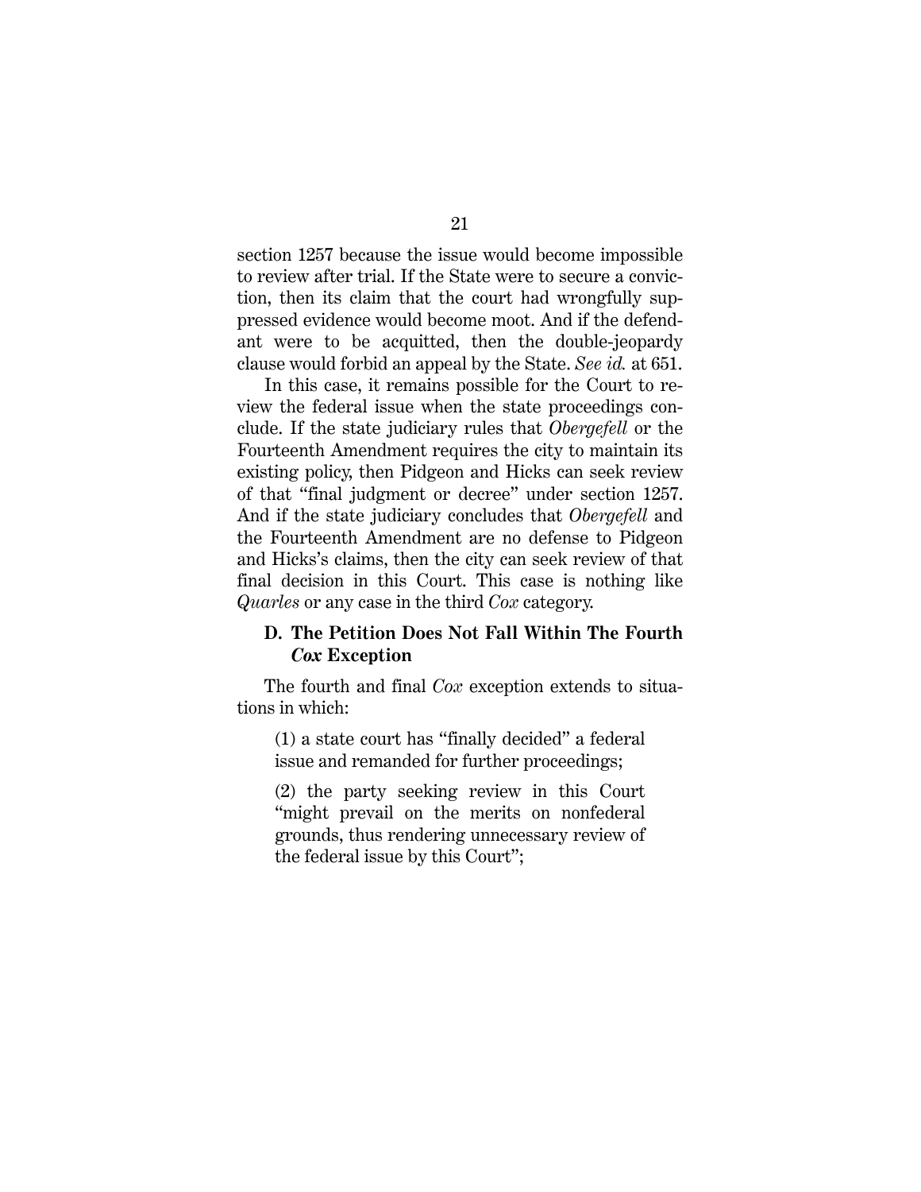section 1257 because the issue would become impossible to review after trial. If the State were to secure a conviction, then its claim that the court had wrongfully suppressed evidence would become moot. And if the defendant were to be acquitted, then the double-jeopardy clause would forbid an appeal by the State. *See id.* at 651.

In this case, it remains possible for the Court to review the federal issue when the state proceedings conclude. If the state judiciary rules that *Obergefell* or the Fourteenth Amendment requires the city to maintain its existing policy, then Pidgeon and Hicks can seek review of that "final judgment or decree" under section 1257. And if the state judiciary concludes that *Obergefell* and the Fourteenth Amendment are no defense to Pidgeon and Hicks's claims, then the city can seek review of that final decision in this Court. This case is nothing like *Quarles* or any case in the third *Cox* category.

### D. The Petition Does Not Fall Within The Fourth *Cox* Exception

The fourth and final *Cox* exception extends to situations in which:

> (1) a state court has "finally decided" a federal issue and remanded for further proceedings;
>
> (2) the party seeking review in this Court "might prevail on the merits on nonfederal grounds, thus rendering unnecessary review of the federal issue by this Court";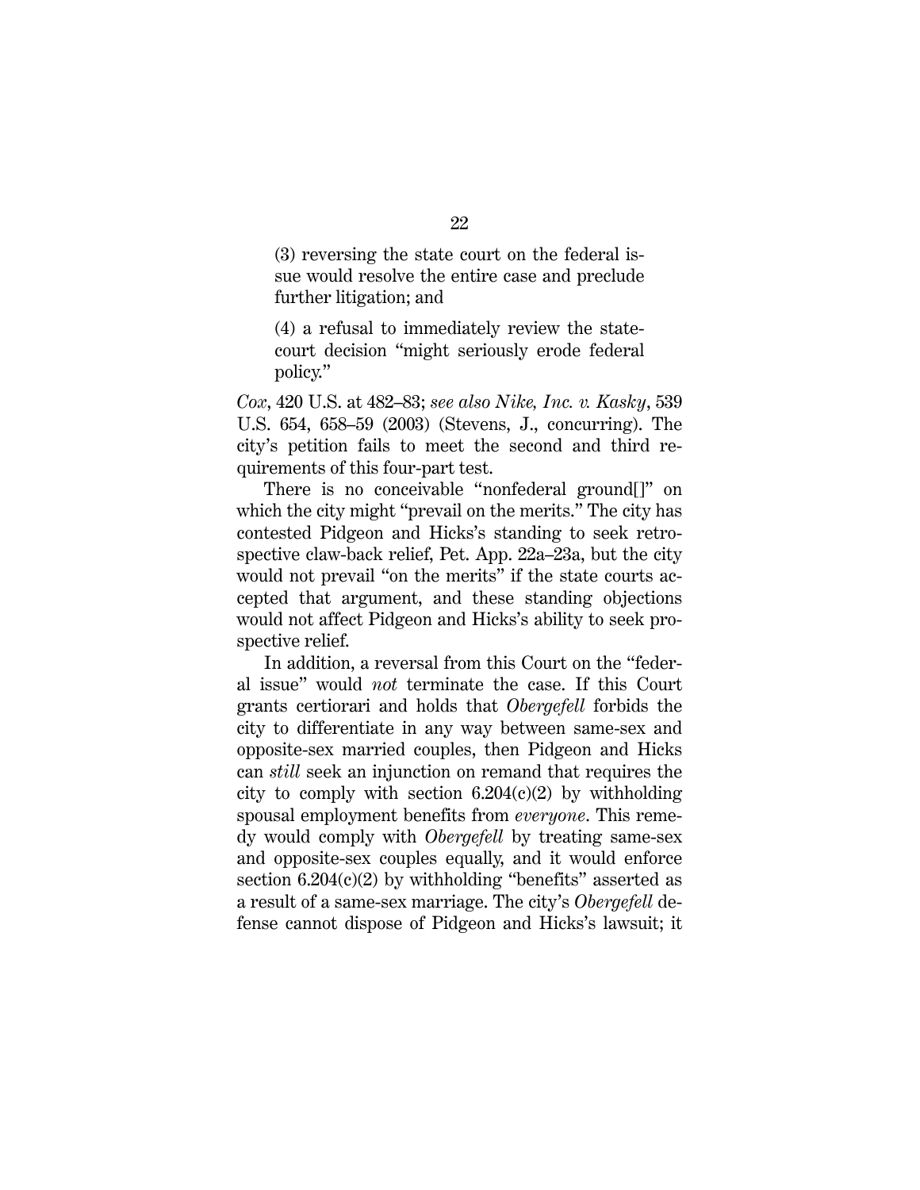(3) reversing the state court on the federal issue would resolve the entire case and preclude further litigation; and

(4) a refusal to immediately review the state-court decision "might seriously erode federal policy."

*Cox*, 420 U.S. at 482–83; *see also Nike, Inc. v. Kasky*, 539 U.S. 654, 658–59 (2003) (Stevens, J., concurring). The city's petition fails to meet the second and third requirements of this four-part test.

There is no conceivable "nonfederal ground[]" on which the city might "prevail on the merits." The city has contested Pidgeon and Hicks's standing to seek retrospective claw-back relief, Pet. App. 22a–23a, but the city would not prevail "on the merits" if the state courts accepted that argument, and these standing objections would not affect Pidgeon and Hicks's ability to seek prospective relief.

In addition, a reversal from this Court on the "federal issue" would *not* terminate the case. If this Court grants certiorari and holds that *Obergefell* forbids the city to differentiate in any way between same-sex and opposite-sex married couples, then Pidgeon and Hicks can *still* seek an injunction on remand that requires the city to comply with section 6.204(c)(2) by withholding spousal employment benefits from *everyone*. This remedy would comply with *Obergefell* by treating same-sex and opposite-sex couples equally, and it would enforce section 6.204(c)(2) by withholding "benefits" asserted as a result of a same-sex marriage. The city's *Obergefell* defense cannot dispose of Pidgeon and Hicks's lawsuit; it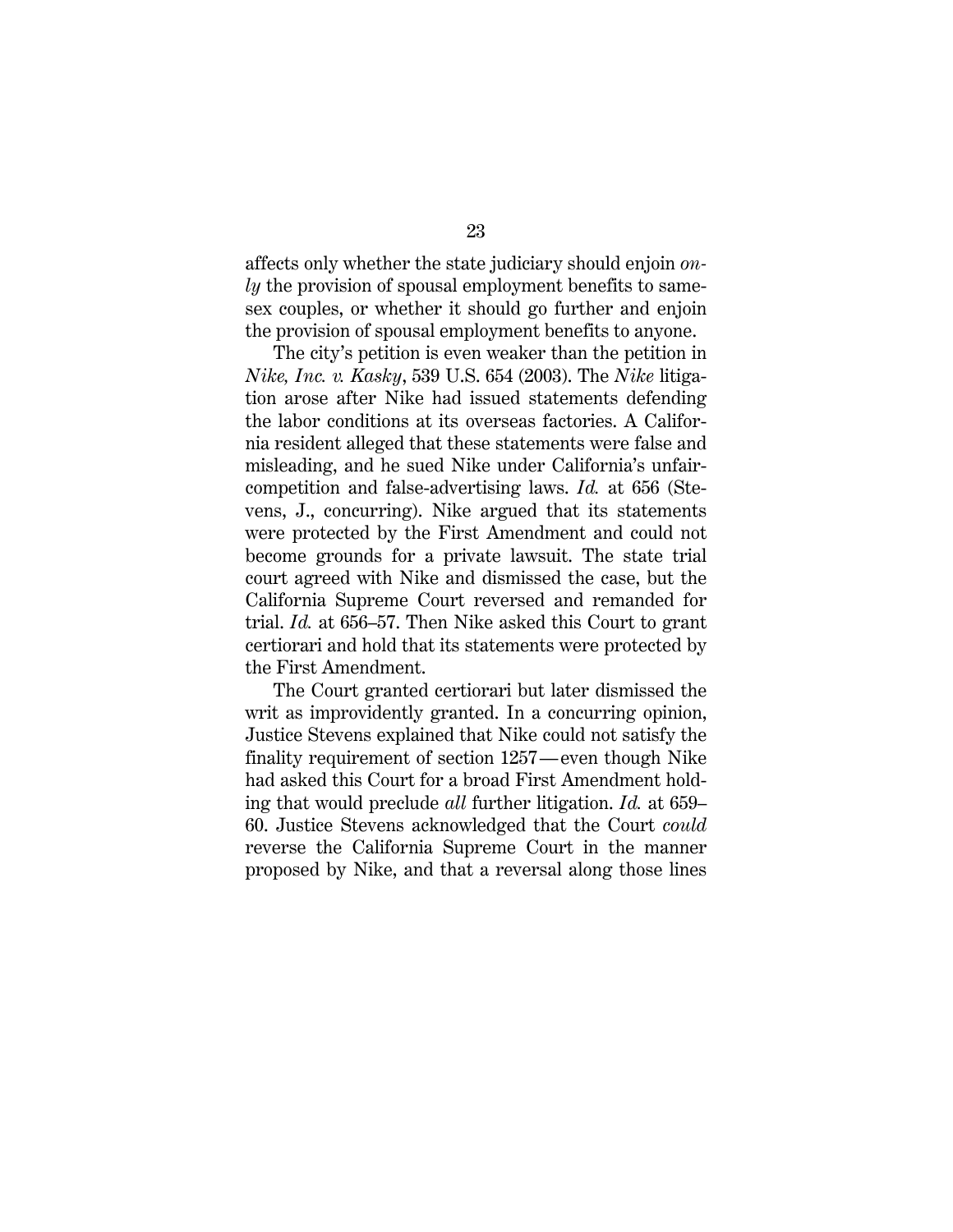affects only whether the state judiciary should enjoin *only* the provision of spousal employment benefits to same-sex couples, or whether it should go further and enjoin the provision of spousal employment benefits to anyone.

The city's petition is even weaker than the petition in *Nike, Inc. v. Kasky*, 539 U.S. 654 (2003). The *Nike* litigation arose after Nike had issued statements defending the labor conditions at its overseas factories. A California resident alleged that these statements were false and misleading, and he sued Nike under California's unfair-competition and false-advertising laws. *Id.* at 656 (Stevens, J., concurring). Nike argued that its statements were protected by the First Amendment and could not become grounds for a private lawsuit. The state trial court agreed with Nike and dismissed the case, but the California Supreme Court reversed and remanded for trial. *Id.* at 656–57. Then Nike asked this Court to grant certiorari and hold that its statements were protected by the First Amendment.

The Court granted certiorari but later dismissed the writ as improvidently granted. In a concurring opinion, Justice Stevens explained that Nike could not satisfy the finality requirement of section 1257—even though Nike had asked this Court for a broad First Amendment holding that would preclude *all* further litigation. *Id.* at 659–60. Justice Stevens acknowledged that the Court *could* reverse the California Supreme Court in the manner proposed by Nike, and that a reversal along those lines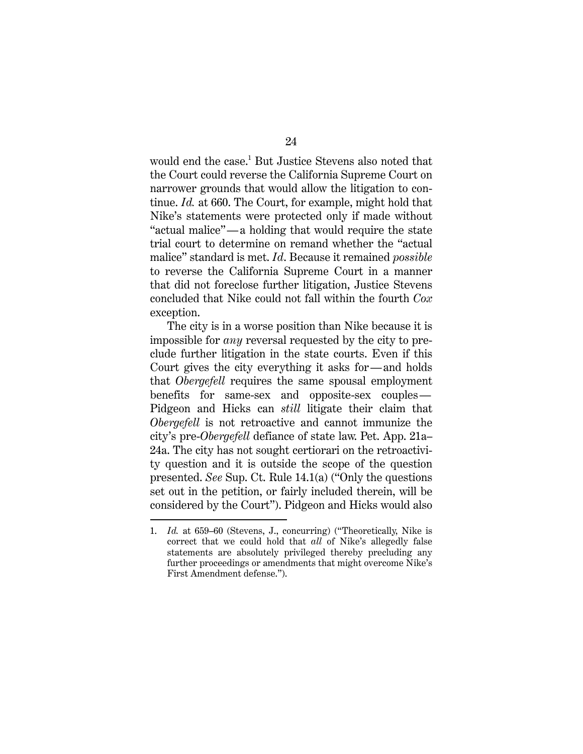would end the case.[1] But Justice Stevens also noted that the Court could reverse the California Supreme Court on narrower grounds that would allow the litigation to continue. *Id.* at 660. The Court, for example, might hold that Nike's statements were protected only if made without "actual malice"—a holding that would require the state trial court to determine on remand whether the "actual malice" standard is met. *Id*. Because it remained *possible* to reverse the California Supreme Court in a manner that did not foreclose further litigation, Justice Stevens concluded that Nike could not fall within the fourth *Cox* exception.

The city is in a worse position than Nike because it is impossible for *any* reversal requested by the city to preclude further litigation in the state courts. Even if this Court gives the city everything it asks for—and holds that *Obergefell* requires the same spousal employment benefits for same-sex and opposite-sex couples—Pidgeon and Hicks can *still* litigate their claim that *Obergefell* is not retroactive and cannot immunize the city's pre-*Obergefell* defiance of state law. Pet. App. 21a–24a. The city has not sought certiorari on the retroactivity question and it is outside the scope of the question presented. *See* Sup. Ct. Rule 14.1(a) ("Only the questions set out in the petition, or fairly included therein, will be considered by the Court"). Pidgeon and Hicks would also

1. *Id.* at 659–60 (Stevens, J., concurring) ("Theoretically, Nike is correct that we could hold that *all* of Nike's allegedly false statements are absolutely privileged thereby precluding any further proceedings or amendments that might overcome Nike's First Amendment defense.").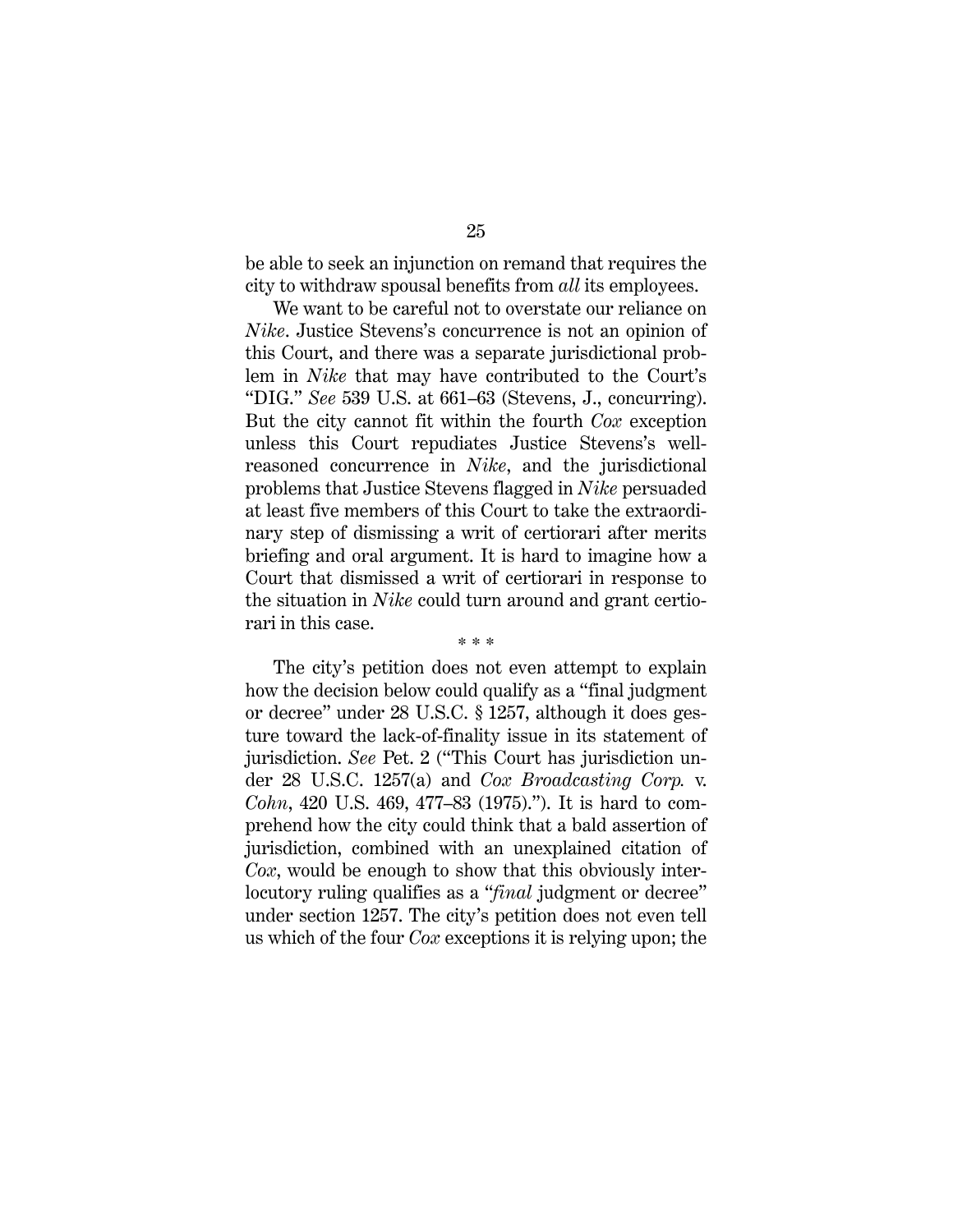be able to seek an injunction on remand that requires the city to withdraw spousal benefits from *all* its employees.

We want to be careful not to overstate our reliance on *Nike*. Justice Stevens's concurrence is not an opinion of this Court, and there was a separate jurisdictional problem in *Nike* that may have contributed to the Court's "DIG." *See* 539 U.S. at 661–63 (Stevens, J., concurring). But the city cannot fit within the fourth *Cox* exception unless this Court repudiates Justice Stevens's well-reasoned concurrence in *Nike*, and the jurisdictional problems that Justice Stevens flagged in *Nike* persuaded at least five members of this Court to take the extraordinary step of dismissing a writ of certiorari after merits briefing and oral argument. It is hard to imagine how a Court that dismissed a writ of certiorari in response to the situation in *Nike* could turn around and grant certiorari in this case.

\* \* \*

The city's petition does not even attempt to explain how the decision below could qualify as a "final judgment or decree" under 28 U.S.C. § 1257, although it does gesture toward the lack-of-finality issue in its statement of jurisdiction. *See* Pet. 2 ("This Court has jurisdiction under 28 U.S.C. 1257(a) and *Cox Broadcasting Corp.* v. *Cohn*, 420 U.S. 469, 477–83 (1975)."). It is hard to comprehend how the city could think that a bald assertion of jurisdiction, combined with an unexplained citation of *Cox*, would be enough to show that this obviously interlocutory ruling qualifies as a "*final* judgment or decree" under section 1257. The city's petition does not even tell us which of the four *Cox* exceptions it is relying upon; the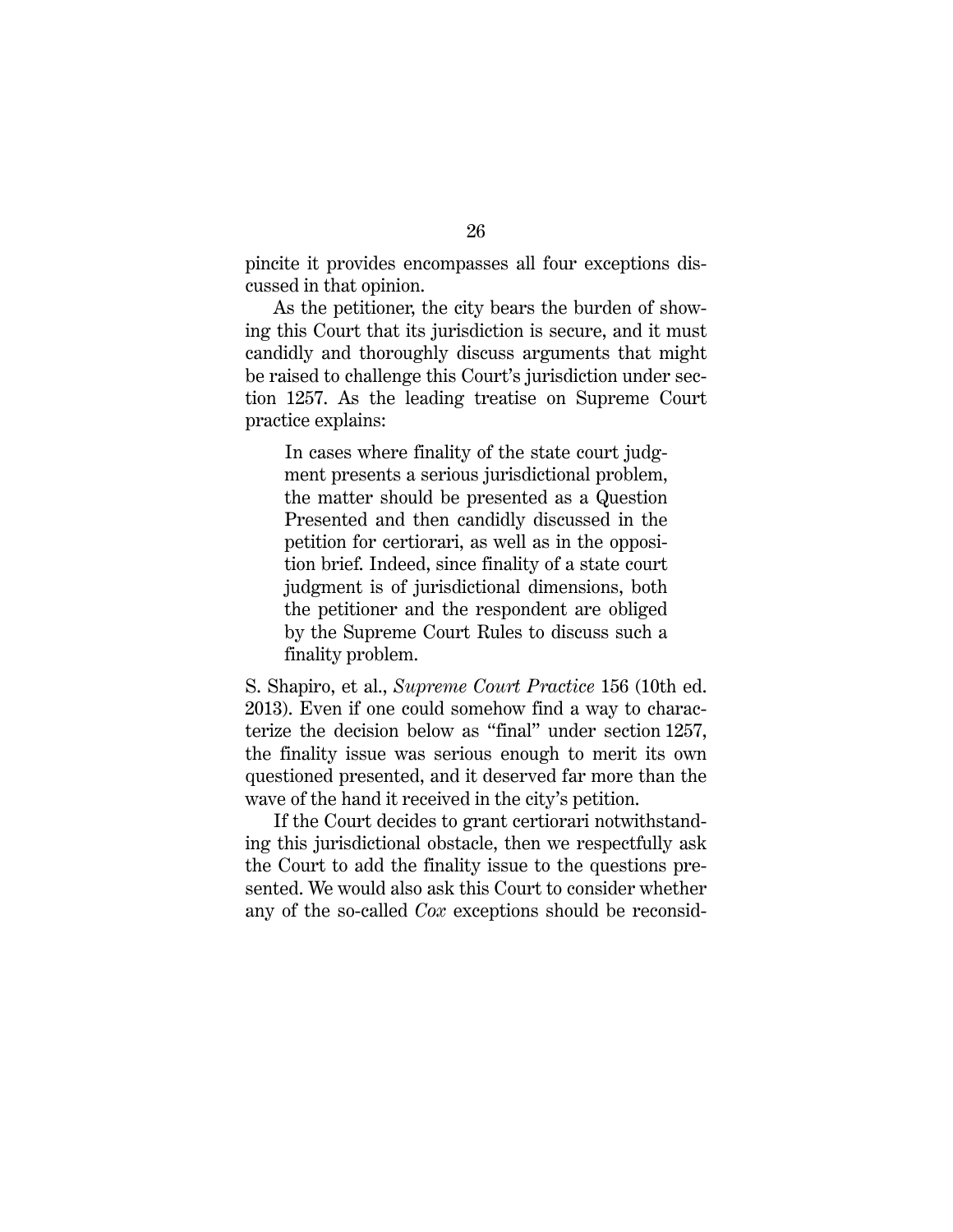pincite it provides encompasses all four exceptions discussed in that opinion.

As the petitioner, the city bears the burden of showing this Court that its jurisdiction is secure, and it must candidly and thoroughly discuss arguments that might be raised to challenge this Court's jurisdiction under section 1257. As the leading treatise on Supreme Court practice explains:

> In cases where finality of the state court judgment presents a serious jurisdictional problem, the matter should be presented as a Question Presented and then candidly discussed in the petition for certiorari, as well as in the opposition brief. Indeed, since finality of a state court judgment is of jurisdictional dimensions, both the petitioner and the respondent are obliged by the Supreme Court Rules to discuss such a finality problem.

S. Shapiro, et al., *Supreme Court Practice* 156 (10th ed. 2013). Even if one could somehow find a way to characterize the decision below as "final" under section 1257, the finality issue was serious enough to merit its own questioned presented, and it deserved far more than the wave of the hand it received in the city's petition.

If the Court decides to grant certiorari notwithstanding this jurisdictional obstacle, then we respectfully ask the Court to add the finality issue to the questions presented. We would also ask this Court to consider whether any of the so-called *Cox* exceptions should be reconsid-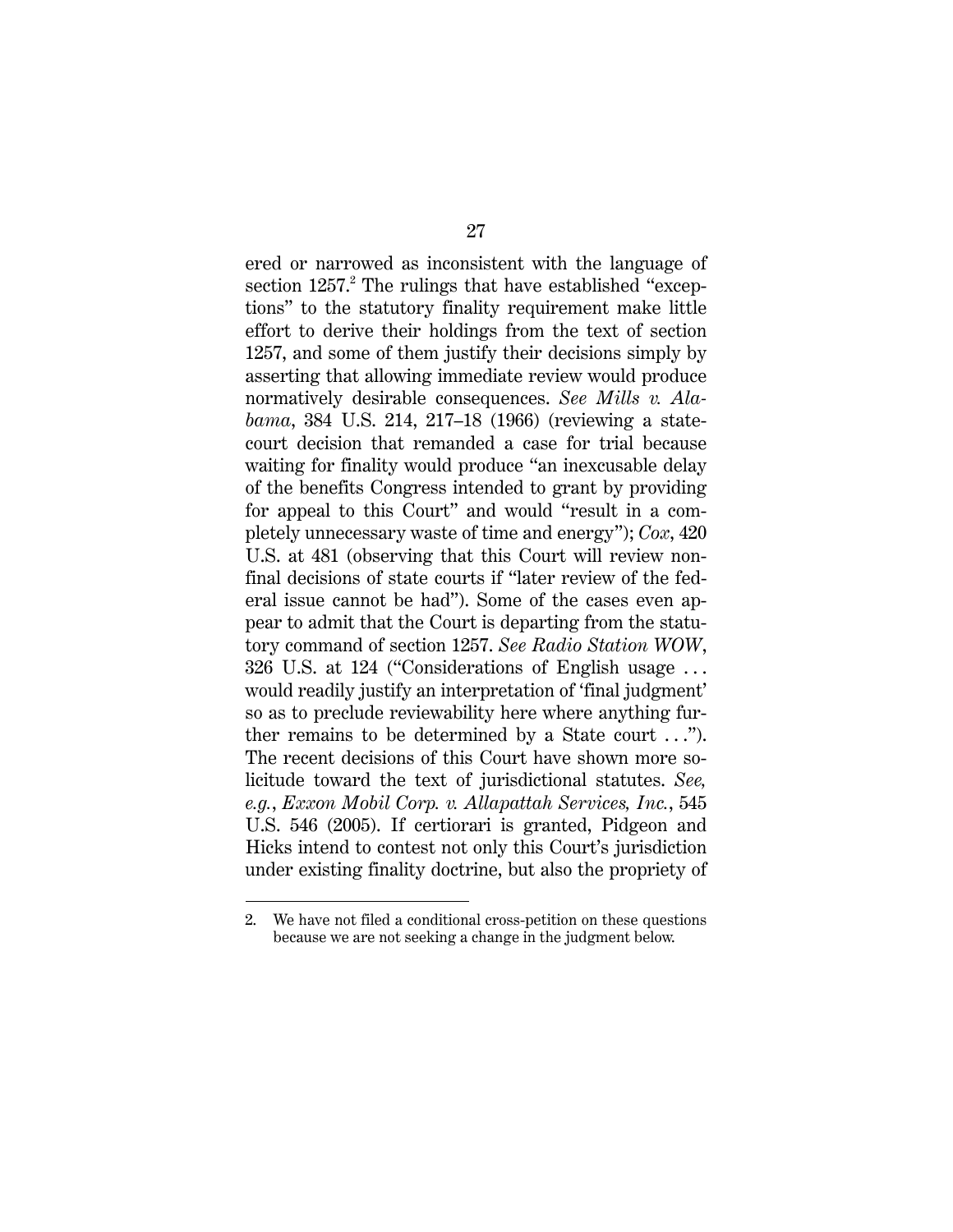ered or narrowed as inconsistent with the language of section 1257.[2] The rulings that have established "exceptions" to the statutory finality requirement make little effort to derive their holdings from the text of section 1257, and some of them justify their decisions simply by asserting that allowing immediate review would produce normatively desirable consequences. *See Mills v. Alabama*, 384 U.S. 214, 217–18 (1966) (reviewing a state-court decision that remanded a case for trial because waiting for finality would produce "an inexcusable delay of the benefits Congress intended to grant by providing for appeal to this Court" and would "result in a completely unnecessary waste of time and energy"); *Cox*, 420 U.S. at 481 (observing that this Court will review non-final decisions of state courts if "later review of the federal issue cannot be had"). Some of the cases even appear to admit that the Court is departing from the statutory command of section 1257. *See Radio Station WOW*, 326 U.S. at 124 ("Considerations of English usage . . . would readily justify an interpretation of 'final judgment' so as to preclude reviewability here where anything further remains to be determined by a State court . . ."). The recent decisions of this Court have shown more solicitude toward the text of jurisdictional statutes. *See, e.g.*, *Exxon Mobil Corp. v. Allapattah Services, Inc.*, 545 U.S. 546 (2005). If certiorari is granted, Pidgeon and Hicks intend to contest not only this Court's jurisdiction under existing finality doctrine, but also the propriety of

---

2. We have not filed a conditional cross-petition on these questions because we are not seeking a change in the judgment below.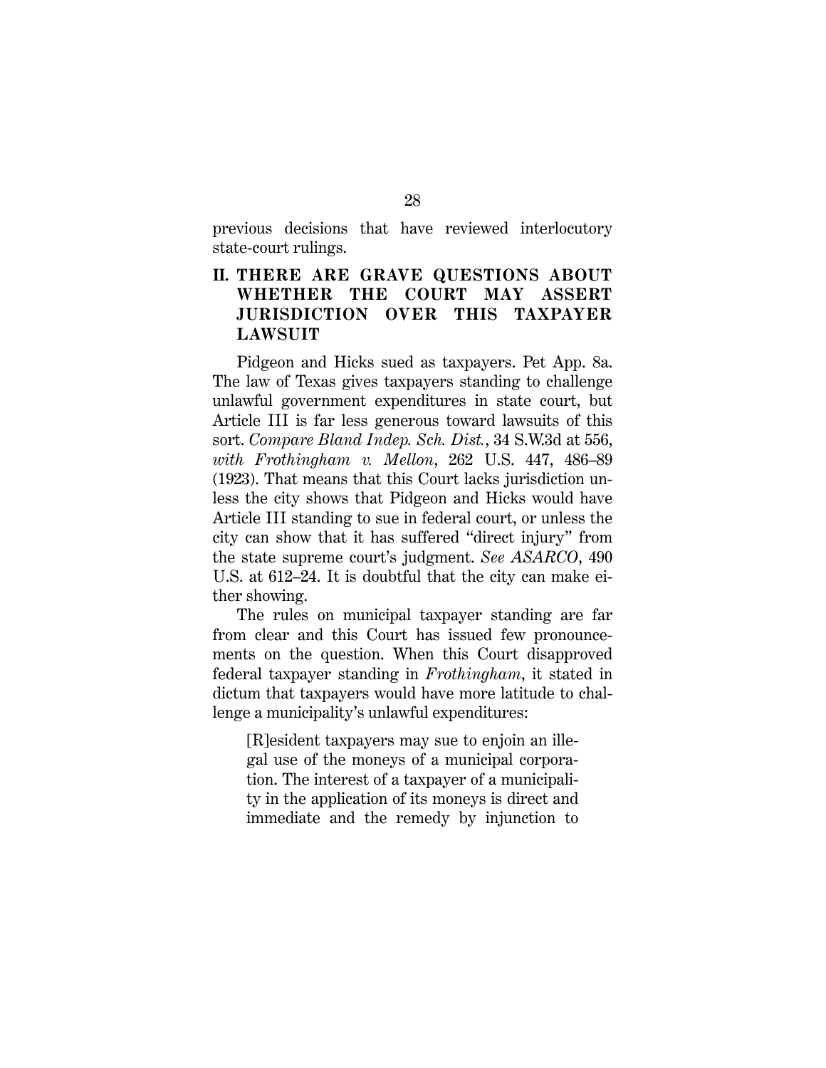previous decisions that have reviewed interlocutory state-court rulings.

## II. THERE ARE GRAVE QUESTIONS ABOUT WHETHER THE COURT MAY ASSERT JURISDICTION OVER THIS TAXPAYER LAWSUIT

Pidgeon and Hicks sued as taxpayers. Pet App. 8a. The law of Texas gives taxpayers standing to challenge unlawful government expenditures in state court, but Article III is far less generous toward lawsuits of this sort. *Compare Bland Indep. Sch. Dist.*, 34 S.W.3d at 556, *with Frothingham v. Mellon*, 262 U.S. 447, 486–89 (1923). That means that this Court lacks jurisdiction unless the city shows that Pidgeon and Hicks would have Article III standing to sue in federal court, or unless the city can show that it has suffered "direct injury" from the state supreme court's judgment. *See ASARCO*, 490 U.S. at 612–24. It is doubtful that the city can make either showing.

The rules on municipal taxpayer standing are far from clear and this Court has issued few pronouncements on the question. When this Court disapproved federal taxpayer standing in *Frothingham*, it stated in dictum that taxpayers would have more latitude to challenge a municipality's unlawful expenditures:

> [R]esident taxpayers may sue to enjoin an illegal use of the moneys of a municipal corporation. The interest of a taxpayer of a municipality in the application of its moneys is direct and immediate and the remedy by injunction to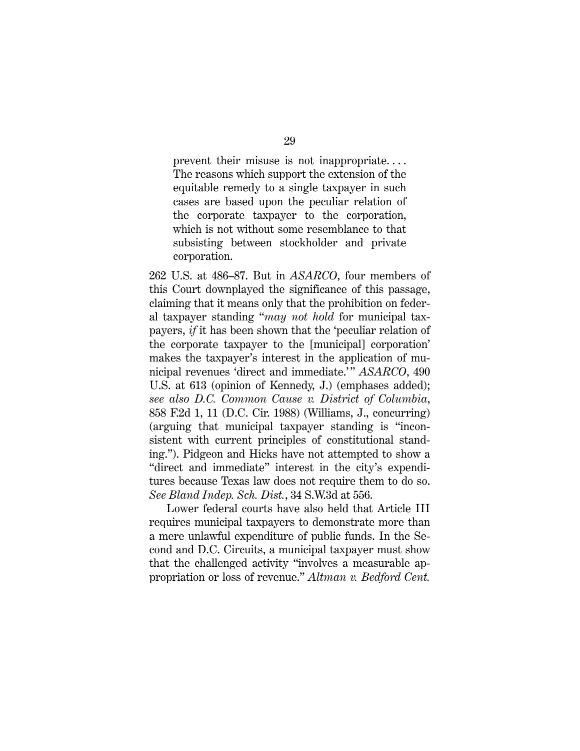> prevent their misuse is not inappropriate. . . . The reasons which support the extension of the equitable remedy to a single taxpayer in such cases are based upon the peculiar relation of the corporate taxpayer to the corporation, which is not without some resemblance to that subsisting between stockholder and private corporation.

262 U.S. at 486–87. But in *ASARCO*, four members of this Court downplayed the significance of this passage, claiming that it means only that the prohibition on federal taxpayer standing "*may not hold* for municipal taxpayers, *if* it has been shown that the 'peculiar relation of the corporate taxpayer to the [municipal] corporation' makes the taxpayer's interest in the application of municipal revenues 'direct and immediate.'" *ASARCO*, 490 U.S. at 613 (opinion of Kennedy, J.) (emphases added); *see also D.C. Common Cause v. District of Columbia*, 858 F.2d 1, 11 (D.C. Cir. 1988) (Williams, J., concurring) (arguing that municipal taxpayer standing is "inconsistent with current principles of constitutional standing."). Pidgeon and Hicks have not attempted to show a "direct and immediate" interest in the city's expenditures because Texas law does not require them to do so. *See Bland Indep. Sch. Dist.*, 34 S.W.3d at 556.

Lower federal courts have also held that Article III requires municipal taxpayers to demonstrate more than a mere unlawful expenditure of public funds. In the Second and D.C. Circuits, a municipal taxpayer must show that the challenged activity "involves a measurable appropriation or loss of revenue." *Altman v. Bedford Cent.*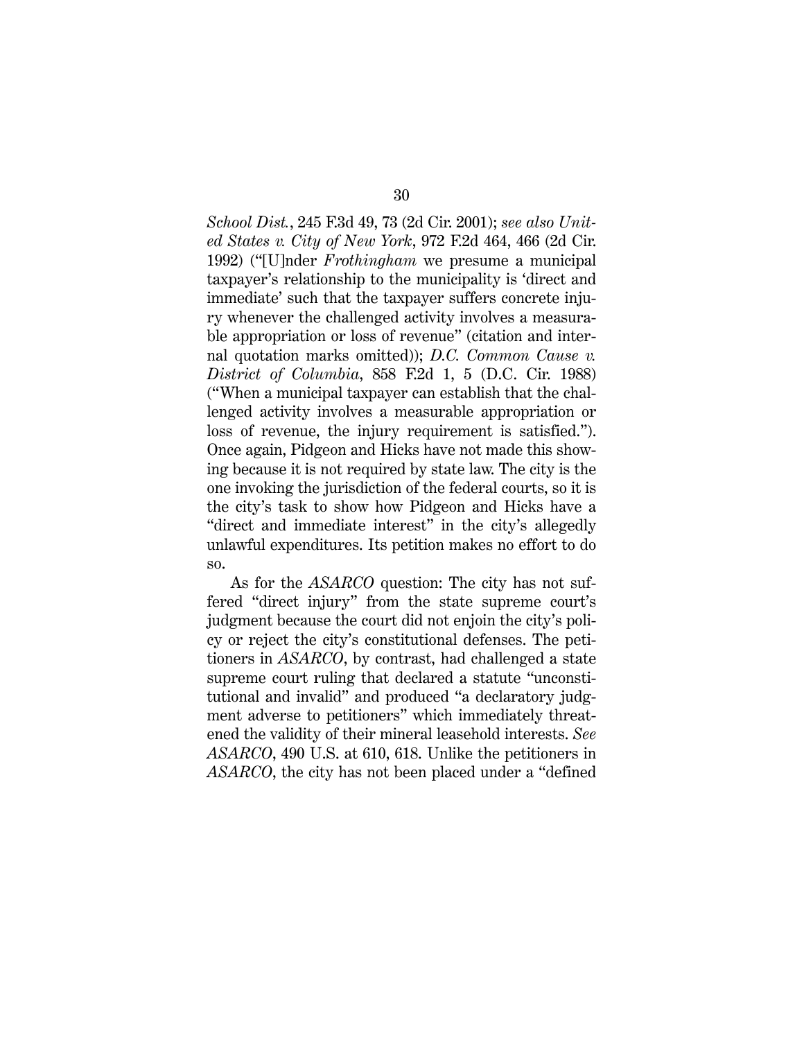*School Dist.*, 245 F.3d 49, 73 (2d Cir. 2001); *see also United States v. City of New York*, 972 F.2d 464, 466 (2d Cir. 1992) ("[U]nder *Frothingham* we presume a municipal taxpayer's relationship to the municipality is 'direct and immediate' such that the taxpayer suffers concrete injury whenever the challenged activity involves a measurable appropriation or loss of revenue" (citation and internal quotation marks omitted)); *D.C. Common Cause v. District of Columbia*, 858 F.2d 1, 5 (D.C. Cir. 1988) ("When a municipal taxpayer can establish that the challenged activity involves a measurable appropriation or loss of revenue, the injury requirement is satisfied."). Once again, Pidgeon and Hicks have not made this showing because it is not required by state law. The city is the one invoking the jurisdiction of the federal courts, so it is the city's task to show how Pidgeon and Hicks have a "direct and immediate interest" in the city's allegedly unlawful expenditures. Its petition makes no effort to do so.

As for the *ASARCO* question: The city has not suffered "direct injury" from the state supreme court's judgment because the court did not enjoin the city's policy or reject the city's constitutional defenses. The petitioners in *ASARCO*, by contrast, had challenged a state supreme court ruling that declared a statute "unconstitutional and invalid" and produced "a declaratory judgment adverse to petitioners" which immediately threatened the validity of their mineral leasehold interests. *See ASARCO*, 490 U.S. at 610, 618. Unlike the petitioners in *ASARCO*, the city has not been placed under a "defined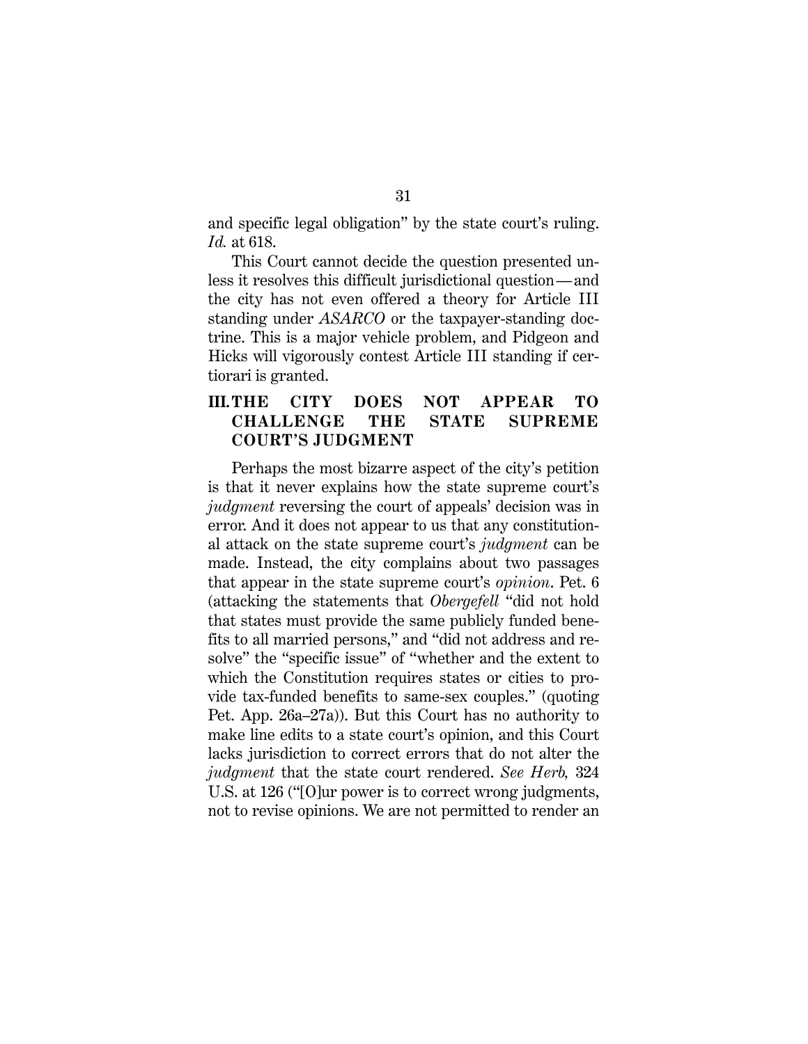and specific legal obligation" by the state court's ruling. *Id.* at 618.

This Court cannot decide the question presented unless it resolves this difficult jurisdictional question—and the city has not even offered a theory for Article III standing under *ASARCO* or the taxpayer-standing doctrine. This is a major vehicle problem, and Pidgeon and Hicks will vigorously contest Article III standing if certiorari is granted.

## III. THE CITY DOES NOT APPEAR TO CHALLENGE THE STATE SUPREME COURT'S JUDGMENT

Perhaps the most bizarre aspect of the city's petition is that it never explains how the state supreme court's *judgment* reversing the court of appeals' decision was in error. And it does not appear to us that any constitutional attack on the state supreme court's *judgment* can be made. Instead, the city complains about two passages that appear in the state supreme court's *opinion*. Pet. 6 (attacking the statements that *Obergefell* "did not hold that states must provide the same publicly funded benefits to all married persons," and "did not address and resolve" the "specific issue" of "whether and the extent to which the Constitution requires states or cities to provide tax-funded benefits to same-sex couples." (quoting Pet. App. 26a–27a)). But this Court has no authority to make line edits to a state court's opinion, and this Court lacks jurisdiction to correct errors that do not alter the *judgment* that the state court rendered. *See Herb,* 324 U.S. at 126 ("[O]ur power is to correct wrong judgments, not to revise opinions. We are not permitted to render an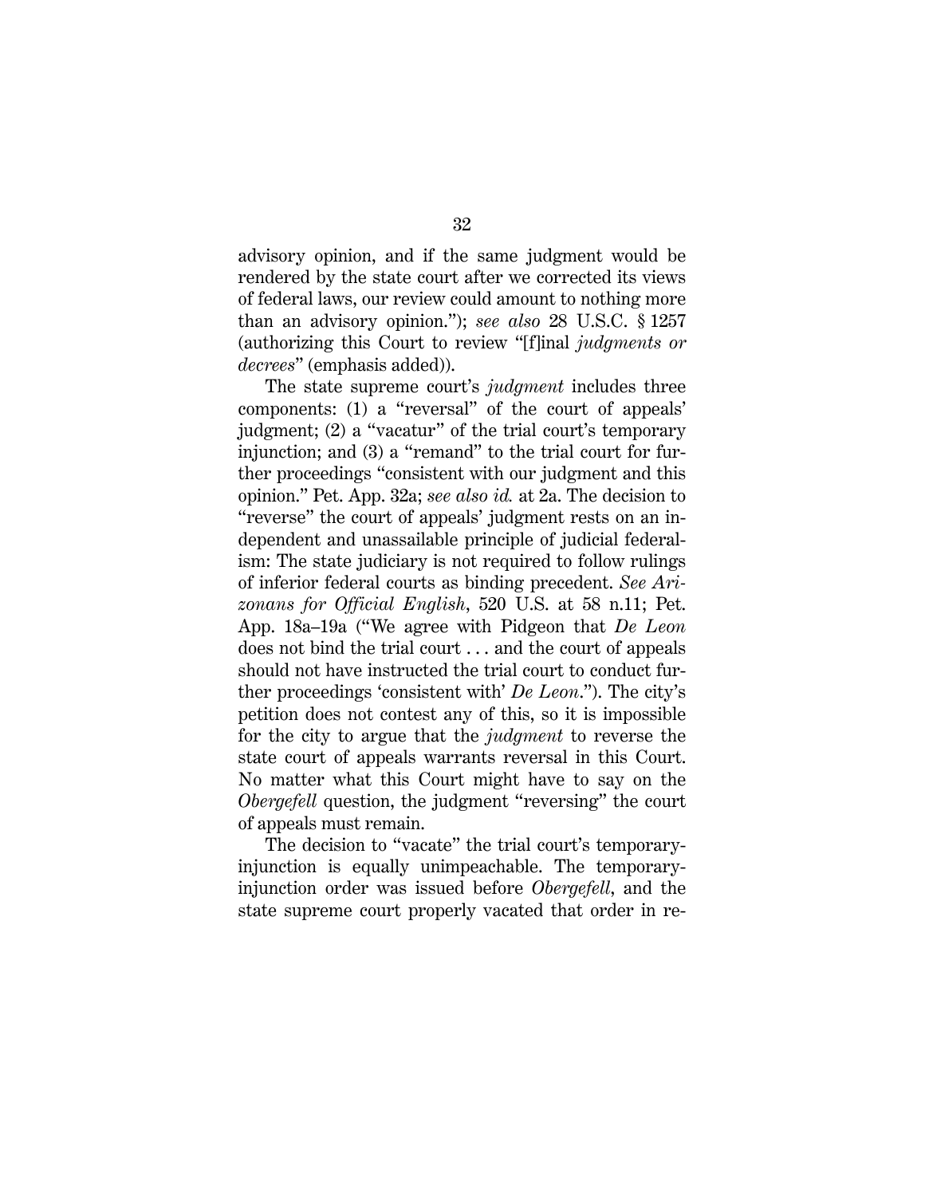advisory opinion, and if the same judgment would be rendered by the state court after we corrected its views of federal laws, our review could amount to nothing more than an advisory opinion."); *see also* 28 U.S.C. § 1257 (authorizing this Court to review "[f]inal *judgments or decrees*" (emphasis added)).

The state supreme court's *judgment* includes three components: (1) a "reversal" of the court of appeals' judgment; (2) a "vacatur" of the trial court's temporary injunction; and (3) a "remand" to the trial court for further proceedings "consistent with our judgment and this opinion." Pet. App. 32a; *see also id.* at 2a. The decision to "reverse" the court of appeals' judgment rests on an independent and unassailable principle of judicial federalism: The state judiciary is not required to follow rulings of inferior federal courts as binding precedent. *See Arizonans for Official English*, 520 U.S. at 58 n.11; Pet. App. 18a–19a ("We agree with Pidgeon that *De Leon* does not bind the trial court . . . and the court of appeals should not have instructed the trial court to conduct further proceedings 'consistent with' *De Leon*."). The city's petition does not contest any of this, so it is impossible for the city to argue that the *judgment* to reverse the state court of appeals warrants reversal in this Court. No matter what this Court might have to say on the *Obergefell* question, the judgment "reversing" the court of appeals must remain.

The decision to "vacate" the trial court's temporary-injunction is equally unimpeachable. The temporary-injunction order was issued before *Obergefell*, and the state supreme court properly vacated that order in re-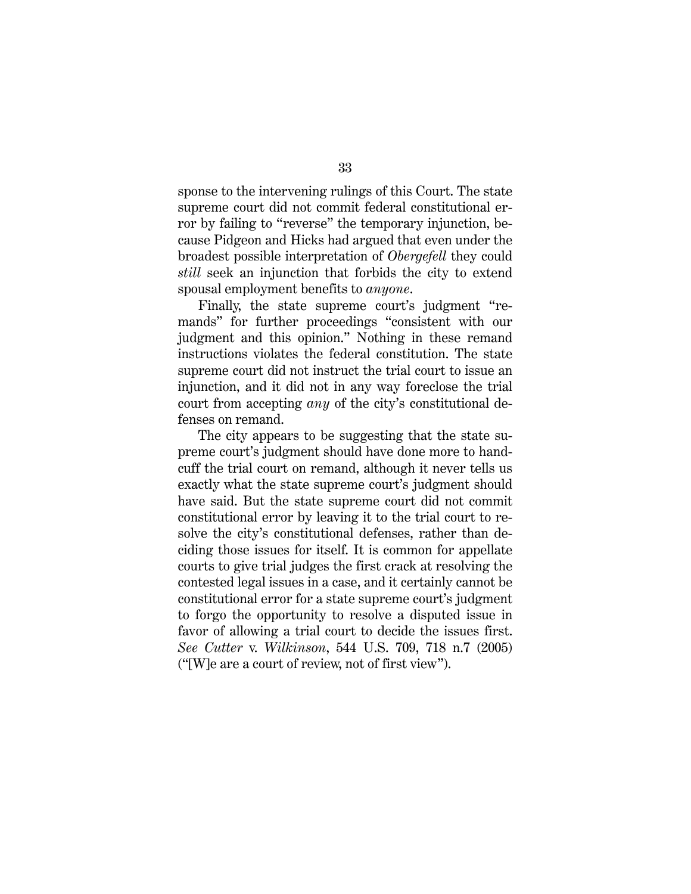sponse to the intervening rulings of this Court. The state supreme court did not commit federal constitutional error by failing to "reverse" the temporary injunction, because Pidgeon and Hicks had argued that even under the broadest possible interpretation of *Obergefell* they could *still* seek an injunction that forbids the city to extend spousal employment benefits to *anyone*.

Finally, the state supreme court's judgment "remands" for further proceedings "consistent with our judgment and this opinion." Nothing in these remand instructions violates the federal constitution. The state supreme court did not instruct the trial court to issue an injunction, and it did not in any way foreclose the trial court from accepting *any* of the city's constitutional defenses on remand.

The city appears to be suggesting that the state supreme court's judgment should have done more to handcuff the trial court on remand, although it never tells us exactly what the state supreme court's judgment should have said. But the state supreme court did not commit constitutional error by leaving it to the trial court to resolve the city's constitutional defenses, rather than deciding those issues for itself. It is common for appellate courts to give trial judges the first crack at resolving the contested legal issues in a case, and it certainly cannot be constitutional error for a state supreme court's judgment to forgo the opportunity to resolve a disputed issue in favor of allowing a trial court to decide the issues first. *See Cutter* v. *Wilkinson*, 544 U.S. 709, 718 n.7 (2005) ("[W]e are a court of review, not of first view").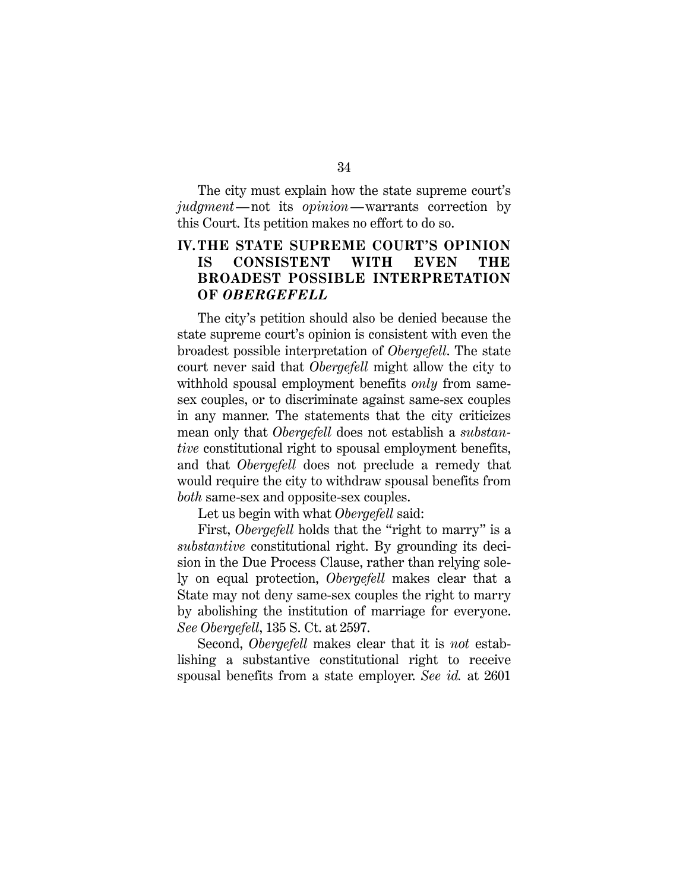The city must explain how the state supreme court's *judgment*—not its *opinion*—warrants correction by this Court. Its petition makes no effort to do so.

## IV. THE STATE SUPREME COURT'S OPINION IS CONSISTENT WITH EVEN THE BROADEST POSSIBLE INTERPRETATION OF *OBERGEFELL*

The city's petition should also be denied because the state supreme court's opinion is consistent with even the broadest possible interpretation of *Obergefell*. The state court never said that *Obergefell* might allow the city to withhold spousal employment benefits *only* from same-sex couples, or to discriminate against same-sex couples in any manner. The statements that the city criticizes mean only that *Obergefell* does not establish a *substantive* constitutional right to spousal employment benefits, and that *Obergefell* does not preclude a remedy that would require the city to withdraw spousal benefits from *both* same-sex and opposite-sex couples.

Let us begin with what *Obergefell* said:

First, *Obergefell* holds that the "right to marry" is a *substantive* constitutional right. By grounding its decision in the Due Process Clause, rather than relying solely on equal protection, *Obergefell* makes clear that a State may not deny same-sex couples the right to marry by abolishing the institution of marriage for everyone. *See Obergefell*, 135 S. Ct. at 2597.

Second, *Obergefell* makes clear that it is *not* establishing a substantive constitutional right to receive spousal benefits from a state employer. *See id.* at 2601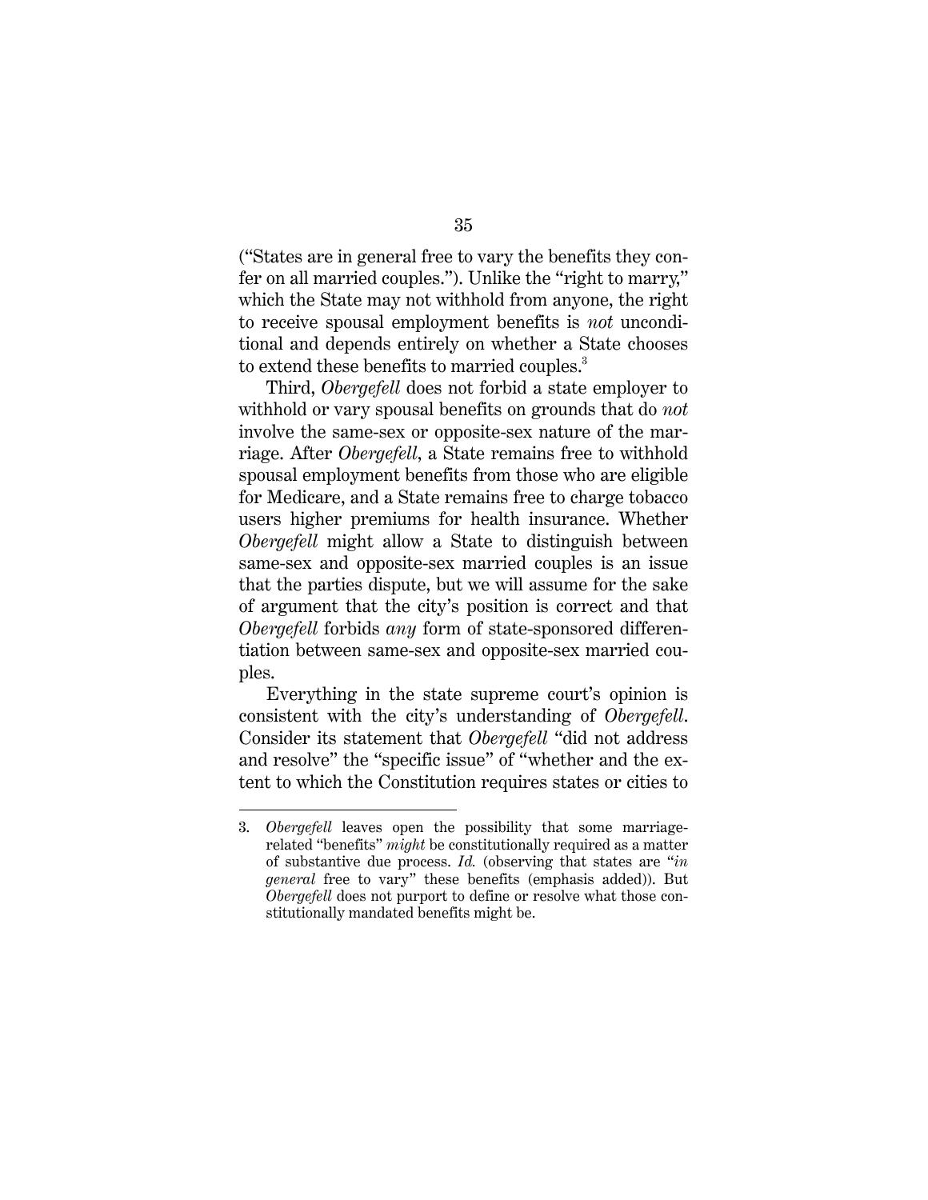("States are in general free to vary the benefits they confer on all married couples."). Unlike the "right to marry," which the State may not withhold from anyone, the right to receive spousal employment benefits is *not* unconditional and depends entirely on whether a State chooses to extend these benefits to married couples.[3]

Third, *Obergefell* does not forbid a state employer to withhold or vary spousal benefits on grounds that do *not* involve the same-sex or opposite-sex nature of the marriage. After *Obergefell*, a State remains free to withhold spousal employment benefits from those who are eligible for Medicare, and a State remains free to charge tobacco users higher premiums for health insurance. Whether *Obergefell* might allow a State to distinguish between same-sex and opposite-sex married couples is an issue that the parties dispute, but we will assume for the sake of argument that the city's position is correct and that *Obergefell* forbids *any* form of state-sponsored differentiation between same-sex and opposite-sex married couples.

Everything in the state supreme court's opinion is consistent with the city's understanding of *Obergefell*. Consider its statement that *Obergefell* "did not address and resolve" the "specific issue" of "whether and the extent to which the Constitution requires states or cities to

---

3. *Obergefell* leaves open the possibility that some marriage-related "benefits" *might* be constitutionally required as a matter of substantive due process. *Id.* (observing that states are "*in general* free to vary" these benefits (emphasis added)). But *Obergefell* does not purport to define or resolve what those constitutionally mandated benefits might be.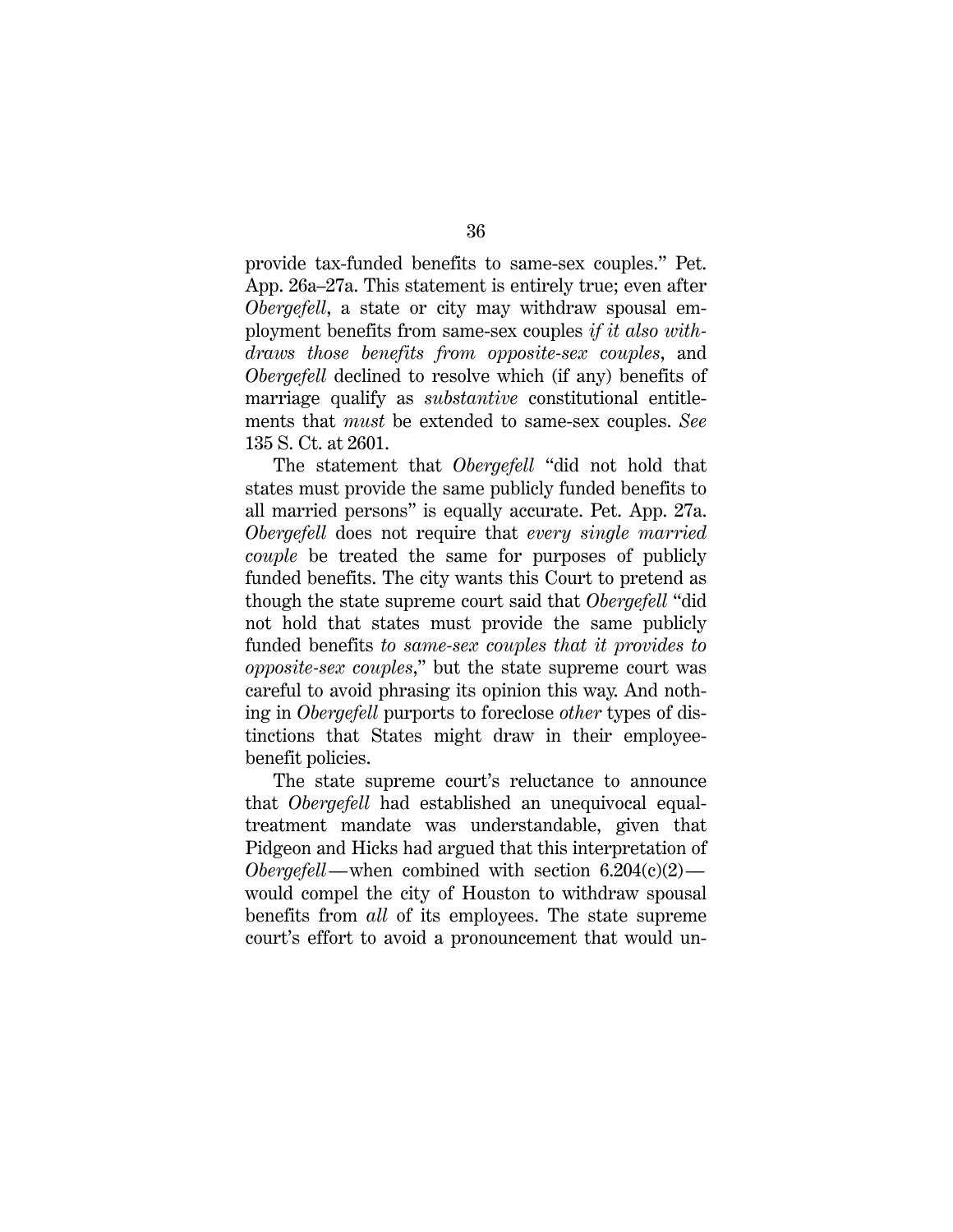provide tax-funded benefits to same-sex couples." Pet. App. 26a–27a. This statement is entirely true; even after *Obergefell*, a state or city may withdraw spousal employment benefits from same-sex couples *if it also withdraws those benefits from opposite-sex couples*, and *Obergefell* declined to resolve which (if any) benefits of marriage qualify as *substantive* constitutional entitlements that *must* be extended to same-sex couples. *See* 135 S. Ct. at 2601.

The statement that *Obergefell* "did not hold that states must provide the same publicly funded benefits to all married persons" is equally accurate. Pet. App. 27a. *Obergefell* does not require that *every single married couple* be treated the same for purposes of publicly funded benefits. The city wants this Court to pretend as though the state supreme court said that *Obergefell* "did not hold that states must provide the same publicly funded benefits *to same-sex couples that it provides to opposite-sex couples*," but the state supreme court was careful to avoid phrasing its opinion this way. And nothing in *Obergefell* purports to foreclose *other* types of distinctions that States might draw in their employee-benefit policies.

The state supreme court's reluctance to announce that *Obergefell* had established an unequivocal equal-treatment mandate was understandable, given that Pidgeon and Hicks had argued that this interpretation of *Obergefell*—when combined with section 6.204(c)(2)—would compel the city of Houston to withdraw spousal benefits from *all* of its employees. The state supreme court's effort to avoid a pronouncement that would un-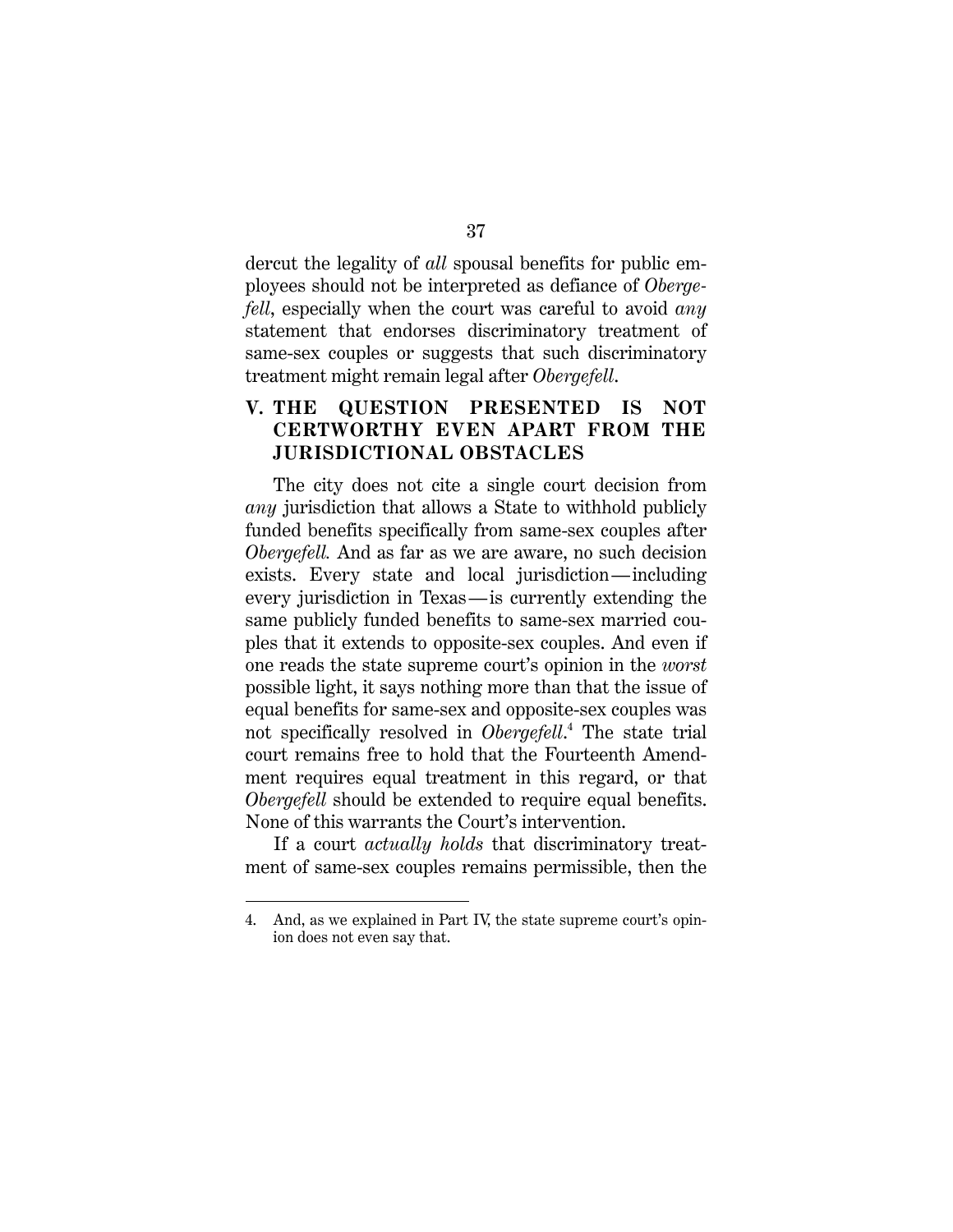dercut the legality of *all* spousal benefits for public employees should not be interpreted as defiance of *Obergefell*, especially when the court was careful to avoid *any* statement that endorses discriminatory treatment of same-sex couples or suggests that such discriminatory treatment might remain legal after *Obergefell*.

## V. THE QUESTION PRESENTED IS NOT CERTWORTHY EVEN APART FROM THE JURISDICTIONAL OBSTACLES

The city does not cite a single court decision from *any* jurisdiction that allows a State to withhold publicly funded benefits specifically from same-sex couples after *Obergefell.* And as far as we are aware, no such decision exists. Every state and local jurisdiction — including every jurisdiction in Texas — is currently extending the same publicly funded benefits to same-sex married couples that it extends to opposite-sex couples. And even if one reads the state supreme court's opinion in the *worst* possible light, it says nothing more than that the issue of equal benefits for same-sex and opposite-sex couples was not specifically resolved in *Obergefell*.[4] The state trial court remains free to hold that the Fourteenth Amendment requires equal treatment in this regard, or that *Obergefell* should be extended to require equal benefits. None of this warrants the Court's intervention.

If a court *actually holds* that discriminatory treatment of same-sex couples remains permissible, then the

---

4. And, as we explained in Part IV, the state supreme court's opinion does not even say that.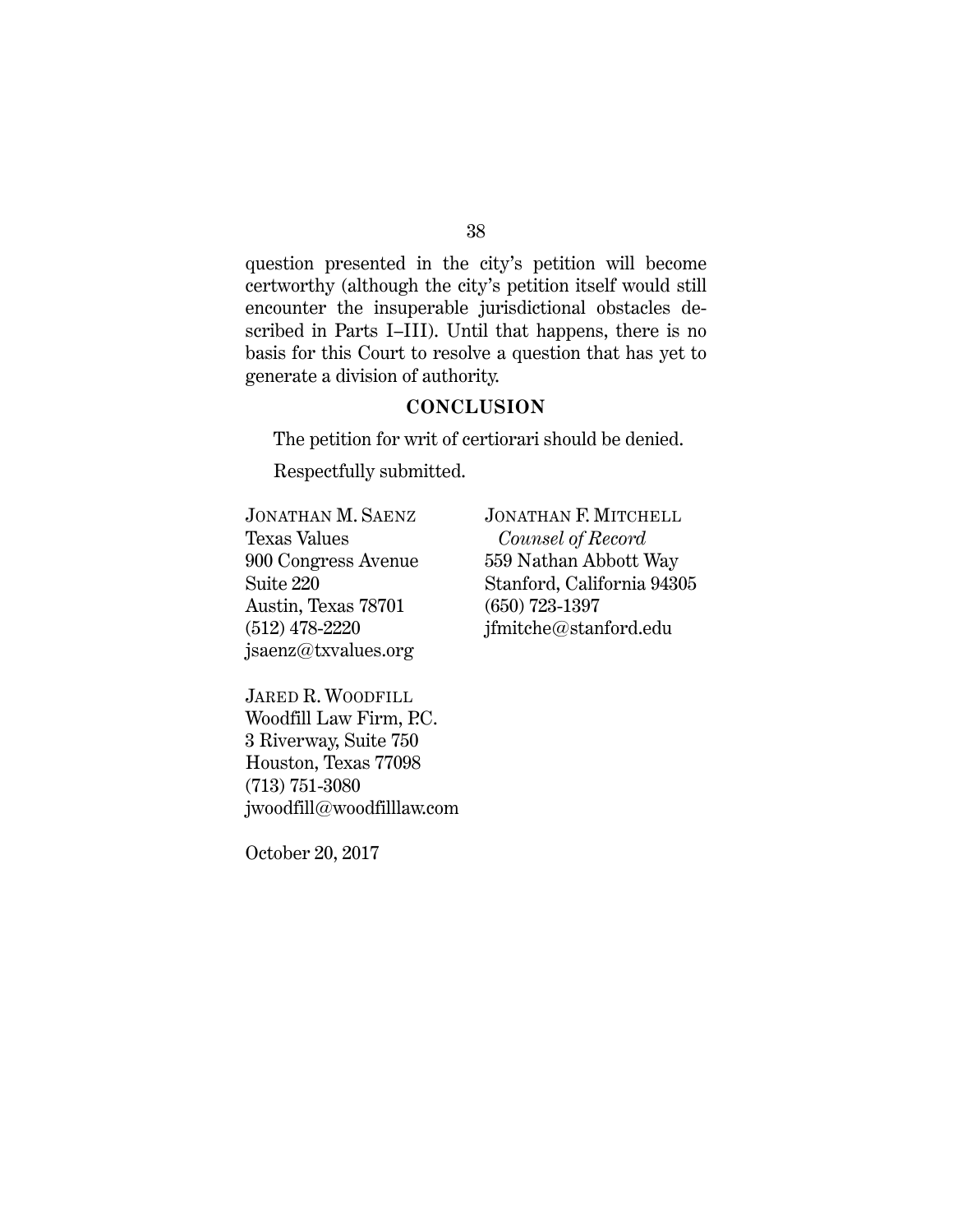question presented in the city's petition will become certworthy (although the city's petition itself would still encounter the insuperable jurisdictional obstacles described in Parts I–III). Until that happens, there is no basis for this Court to resolve a question that has yet to generate a division of authority.

## CONCLUSION

The petition for writ of certiorari should be denied.

Respectfully submitted.

JONATHAN M. SAENZ
Texas Values
900 Congress Avenue
Suite 220
Austin, Texas 78701
(512) 478-2220
jsaenz@txvalues.org

JARED R. WOODFILL
Woodfill Law Firm, P.C.
3 Riverway, Suite 750
Houston, Texas 77098
(713) 751-3080
jwoodfill@woodfilllaw.com

JONATHAN F. MITCHELL
*Counsel of Record*
559 Nathan Abbott Way
Stanford, California 94305
(650) 723-1397
jfmitche@stanford.edu

October 20, 2017